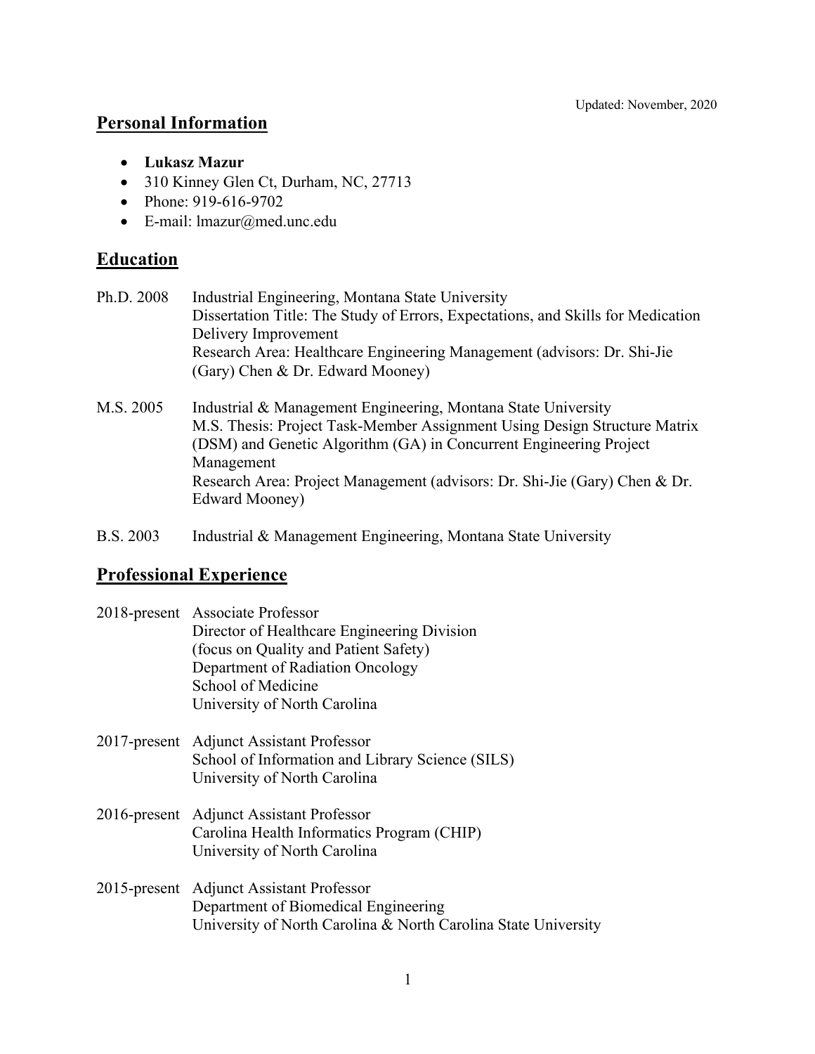Updated: November, 2020

## Personal Information

- **Lukasz Mazur**
- 310 Kinney Glen Ct, Durham, NC, 27713
- Phone: 919-616-9702
- E-mail: lmazur@med.unc.edu

## Education

Ph.D. 2008 Industrial Engineering, Montana State University
Dissertation Title: The Study of Errors, Expectations, and Skills for Medication Delivery Improvement
Research Area: Healthcare Engineering Management (advisors: Dr. Shi-Jie (Gary) Chen & Dr. Edward Mooney)

M.S. 2005 Industrial & Management Engineering, Montana State University
M.S. Thesis: Project Task-Member Assignment Using Design Structure Matrix (DSM) and Genetic Algorithm (GA) in Concurrent Engineering Project Management
Research Area: Project Management (advisors: Dr. Shi-Jie (Gary) Chen & Dr. Edward Mooney)

B.S. 2003 Industrial & Management Engineering, Montana State University

## Professional Experience

2018-present Associate Professor
Director of Healthcare Engineering Division
(focus on Quality and Patient Safety)
Department of Radiation Oncology
School of Medicine
University of North Carolina

2017-present Adjunct Assistant Professor
School of Information and Library Science (SILS)
University of North Carolina

2016-present Adjunct Assistant Professor
Carolina Health Informatics Program (CHIP)
University of North Carolina

2015-present Adjunct Assistant Professor
Department of Biomedical Engineering
University of North Carolina & North Carolina State University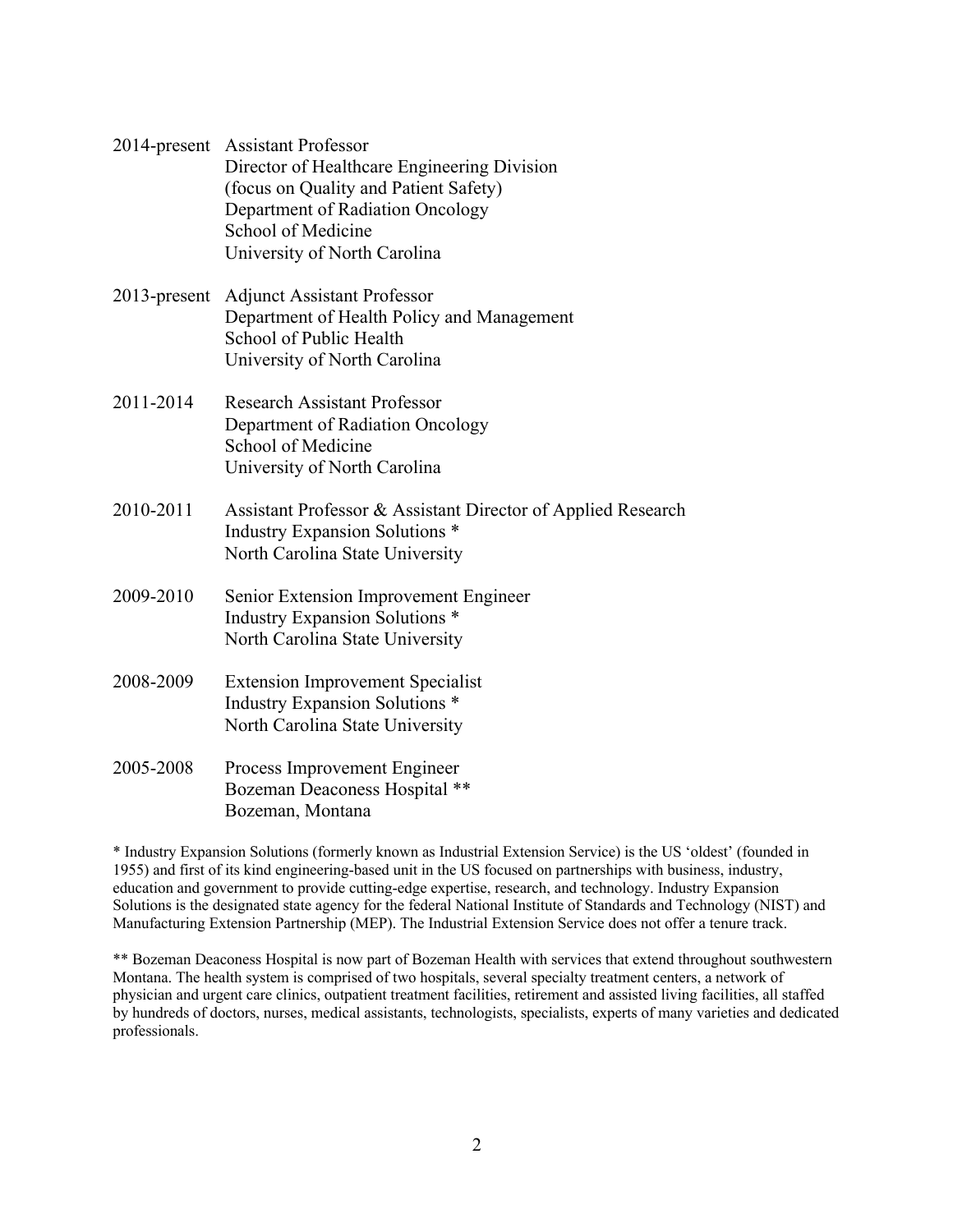2014-present Assistant Professor
Director of Healthcare Engineering Division
(focus on Quality and Patient Safety)
Department of Radiation Oncology
School of Medicine
University of North Carolina

2013-present Adjunct Assistant Professor
Department of Health Policy and Management
School of Public Health
University of North Carolina

2011-2014 Research Assistant Professor
Department of Radiation Oncology
School of Medicine
University of North Carolina

2010-2011 Assistant Professor & Assistant Director of Applied Research
Industry Expansion Solutions *
North Carolina State University

2009-2010 Senior Extension Improvement Engineer
Industry Expansion Solutions *
North Carolina State University

2008-2009 Extension Improvement Specialist
Industry Expansion Solutions *
North Carolina State University

2005-2008 Process Improvement Engineer
Bozeman Deaconess Hospital **
Bozeman, Montana

* Industry Expansion Solutions (formerly known as Industrial Extension Service) is the US 'oldest' (founded in 1955) and first of its kind engineering-based unit in the US focused on partnerships with business, industry, education and government to provide cutting-edge expertise, research, and technology. Industry Expansion Solutions is the designated state agency for the federal National Institute of Standards and Technology (NIST) and Manufacturing Extension Partnership (MEP). The Industrial Extension Service does not offer a tenure track.

** Bozeman Deaconess Hospital is now part of Bozeman Health with services that extend throughout southwestern Montana. The health system is comprised of two hospitals, several specialty treatment centers, a network of physician and urgent care clinics, outpatient treatment facilities, retirement and assisted living facilities, all staffed by hundreds of doctors, nurses, medical assistants, technologists, specialists, experts of many varieties and dedicated professionals.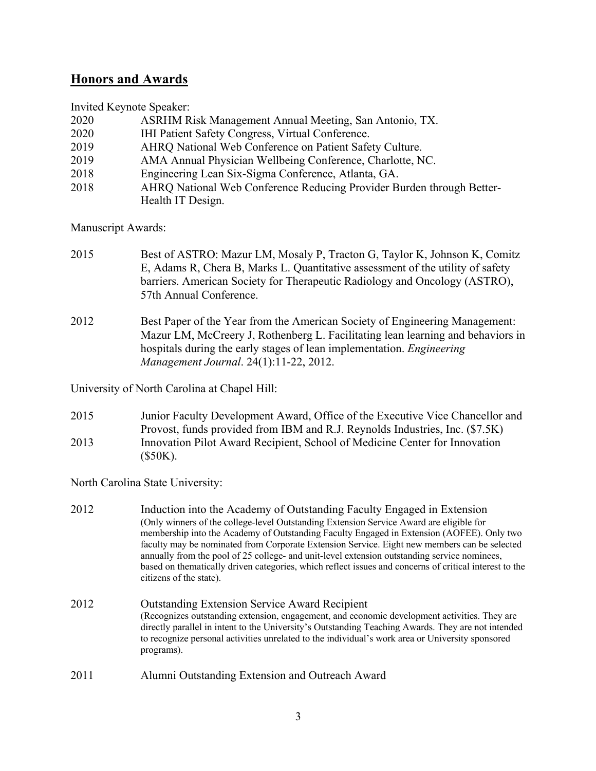## **Honors and Awards**

Invited Keynote Speaker:

2020 ASRHM Risk Management Annual Meeting, San Antonio, TX.
2020 IHI Patient Safety Congress, Virtual Conference.
2019 AHRQ National Web Conference on Patient Safety Culture.
2019 AMA Annual Physician Wellbeing Conference, Charlotte, NC.
2018 Engineering Lean Six-Sigma Conference, Atlanta, GA.
2018 AHRQ National Web Conference Reducing Provider Burden through Better-Health IT Design.

Manuscript Awards:

2015 Best of ASTRO: Mazur LM, Mosaly P, Tracton G, Taylor K, Johnson K, Comitz E, Adams R, Chera B, Marks L. Quantitative assessment of the utility of safety barriers. American Society for Therapeutic Radiology and Oncology (ASTRO), 57th Annual Conference.

2012 Best Paper of the Year from the American Society of Engineering Management: Mazur LM, McCreery J, Rothenberg L. Facilitating lean learning and behaviors in hospitals during the early stages of lean implementation. *Engineering Management Journal*. 24(1):11-22, 2012.

University of North Carolina at Chapel Hill:

2015 Junior Faculty Development Award, Office of the Executive Vice Chancellor and Provost, funds provided from IBM and R.J. Reynolds Industries, Inc. ($7.5K)
2013 Innovation Pilot Award Recipient, School of Medicine Center for Innovation ($50K).

North Carolina State University:

2012 Induction into the Academy of Outstanding Faculty Engaged in Extension
(Only winners of the college-level Outstanding Extension Service Award are eligible for membership into the Academy of Outstanding Faculty Engaged in Extension (AOFEE). Only two faculty may be nominated from Corporate Extension Service. Eight new members can be selected annually from the pool of 25 college- and unit-level extension outstanding service nominees, based on thematically driven categories, which reflect issues and concerns of critical interest to the citizens of the state).

2012 Outstanding Extension Service Award Recipient
(Recognizes outstanding extension, engagement, and economic development activities. They are directly parallel in intent to the University's Outstanding Teaching Awards. They are not intended to recognize personal activities unrelated to the individual's work area or University sponsored programs).

2011 Alumni Outstanding Extension and Outreach Award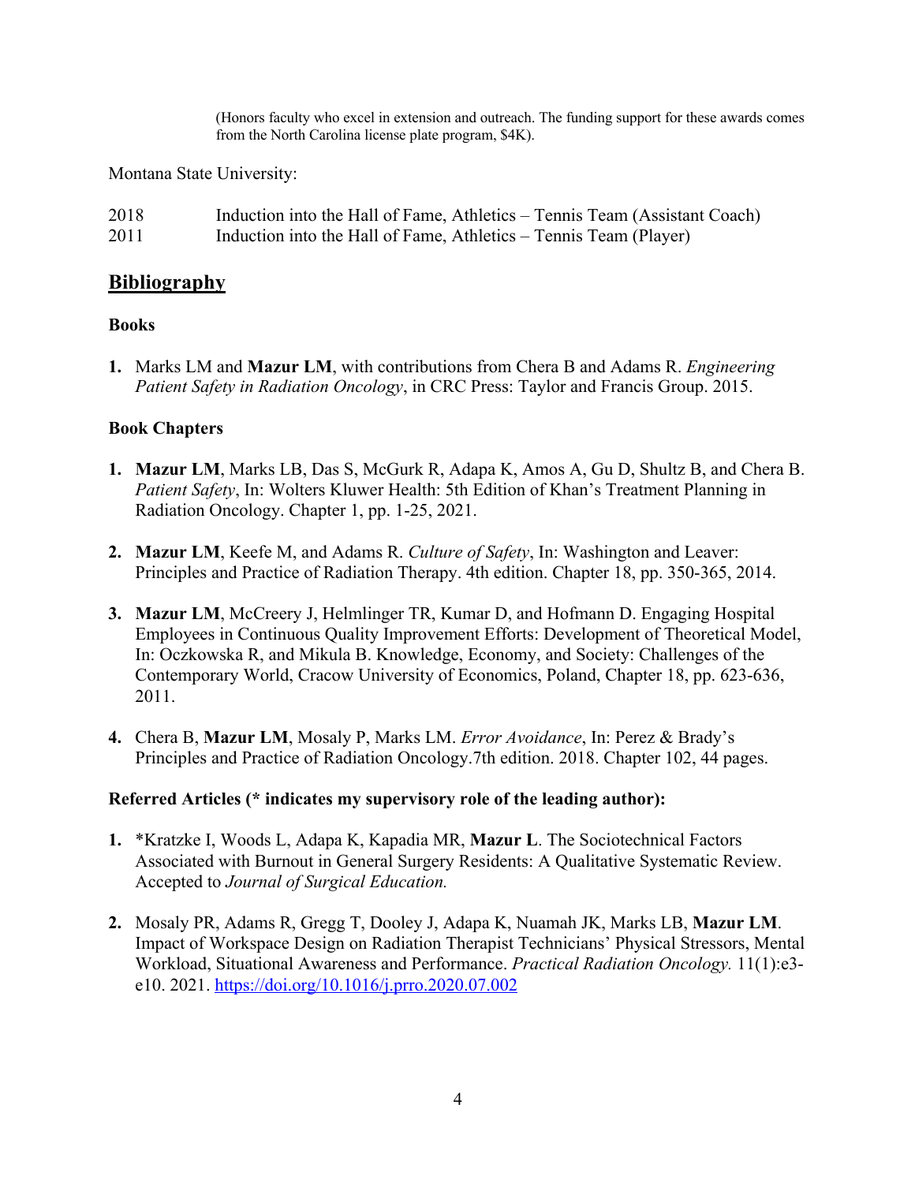(Honors faculty who excel in extension and outreach. The funding support for these awards comes from the North Carolina license plate program, $4K).

Montana State University:

2018 Induction into the Hall of Fame, Athletics – Tennis Team (Assistant Coach)
2011 Induction into the Hall of Fame, Athletics – Tennis Team (Player)

## Bibliography

### Books

1. Marks LM and **Mazur LM**, with contributions from Chera B and Adams R. *Engineering Patient Safety in Radiation Oncology*, in CRC Press: Taylor and Francis Group. 2015.

### Book Chapters

1. **Mazur LM**, Marks LB, Das S, McGurk R, Adapa K, Amos A, Gu D, Shultz B, and Chera B. *Patient Safety*, In: Wolters Kluwer Health: 5th Edition of Khan's Treatment Planning in Radiation Oncology. Chapter 1, pp. 1-25, 2021.

2. **Mazur LM**, Keefe M, and Adams R. *Culture of Safety*, In: Washington and Leaver: Principles and Practice of Radiation Therapy. 4th edition. Chapter 18, pp. 350-365, 2014.

3. **Mazur LM**, McCreery J, Helmlinger TR, Kumar D, and Hofmann D. Engaging Hospital Employees in Continuous Quality Improvement Efforts: Development of Theoretical Model, In: Oczkowska R, and Mikula B. Knowledge, Economy, and Society: Challenges of the Contemporary World, Cracow University of Economics, Poland, Chapter 18, pp. 623-636, 2011.

4. Chera B, **Mazur LM**, Mosaly P, Marks LM. *Error Avoidance*, In: Perez & Brady's Principles and Practice of Radiation Oncology.7th edition. 2018. Chapter 102, 44 pages.

### Referred Articles (* indicates my supervisory role of the leading author):

1. *Kratzke I, Woods L, Adapa K, Kapadia MR, **Mazur L**. The Sociotechnical Factors Associated with Burnout in General Surgery Residents: A Qualitative Systematic Review. Accepted to *Journal of Surgical Education.*

2. Mosaly PR, Adams R, Gregg T, Dooley J, Adapa K, Nuamah JK, Marks LB, **Mazur LM**. Impact of Workspace Design on Radiation Therapist Technicians' Physical Stressors, Mental Workload, Situational Awareness and Performance. *Practical Radiation Oncology.* 11(1):e3-e10. 2021. https://doi.org/10.1016/j.prro.2020.07.002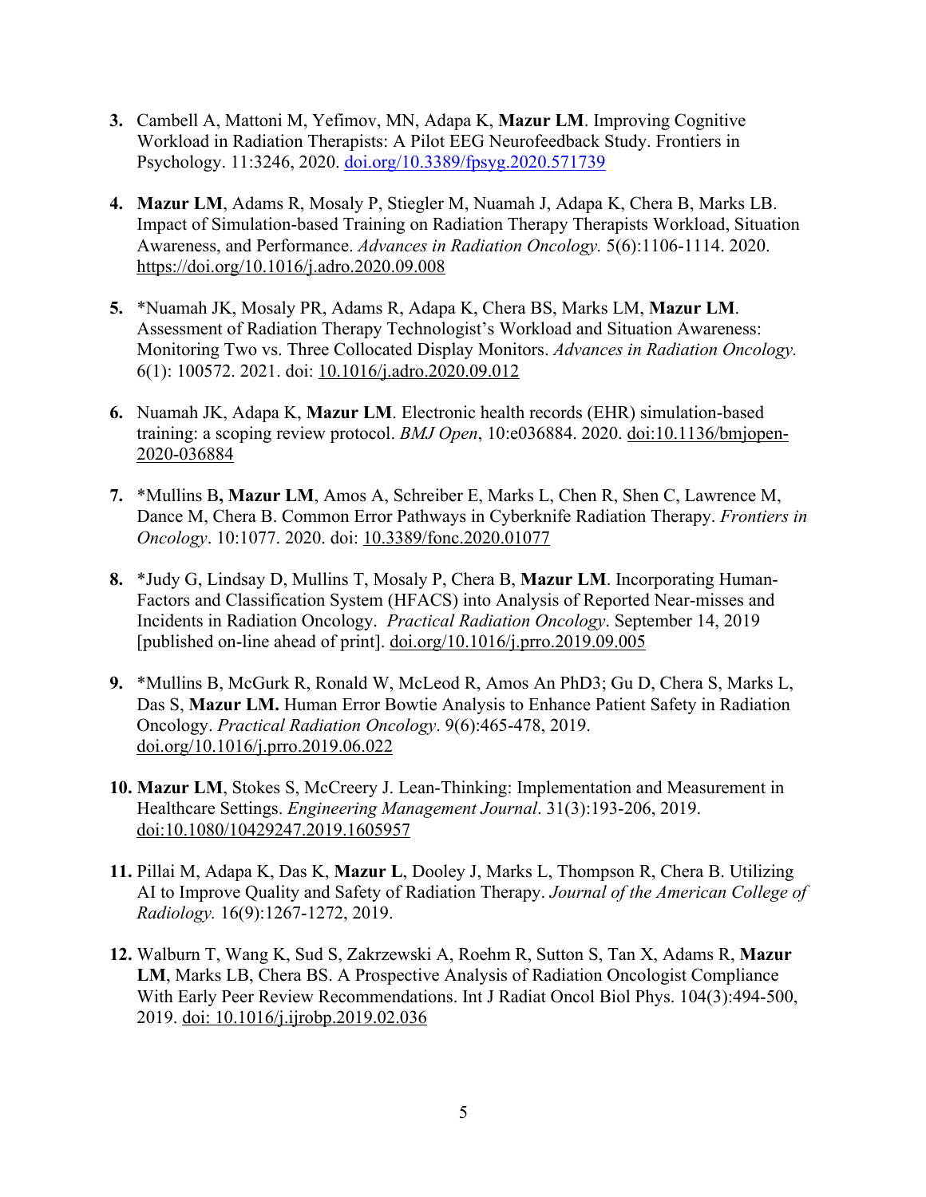3. Cambell A, Mattoni M, Yefimov, MN, Adapa K, **Mazur LM**. Improving Cognitive Workload in Radiation Therapists: A Pilot EEG Neurofeedback Study. Frontiers in Psychology. 11:3246, 2020. doi.org/10.3389/fpsyg.2020.571739

4. **Mazur LM**, Adams R, Mosaly P, Stiegler M, Nuamah J, Adapa K, Chera B, Marks LB. Impact of Simulation-based Training on Radiation Therapy Therapists Workload, Situation Awareness, and Performance. *Advances in Radiation Oncology.* 5(6):1106-1114. 2020. https://doi.org/10.1016/j.adro.2020.09.008

5. *Nuamah JK, Mosaly PR, Adams R, Adapa K, Chera BS, Marks LM, **Mazur LM**. Assessment of Radiation Therapy Technologist's Workload and Situation Awareness: Monitoring Two vs. Three Collocated Display Monitors. *Advances in Radiation Oncology.* 6(1): 100572. 2021. doi: 10.1016/j.adro.2020.09.012

6. Nuamah JK, Adapa K, **Mazur LM**. Electronic health records (EHR) simulation-based training: a scoping review protocol. *BMJ Open*, 10:e036884. 2020. doi:10.1136/bmjopen-2020-036884

7. *Mullins B**, Mazur LM**, Amos A, Schreiber E, Marks L, Chen R, Shen C, Lawrence M, Dance M, Chera B. Common Error Pathways in Cyberknife Radiation Therapy. *Frontiers in Oncology*. 10:1077. 2020. doi: 10.3389/fonc.2020.01077

8. *Judy G, Lindsay D, Mullins T, Mosaly P, Chera B, **Mazur LM**. Incorporating Human-Factors and Classification System (HFACS) into Analysis of Reported Near-misses and Incidents in Radiation Oncology. *Practical Radiation Oncology*. September 14, 2019 [published on-line ahead of print]. doi.org/10.1016/j.prro.2019.09.005

9. *Mullins B, McGurk R, Ronald W, McLeod R, Amos An PhD3; Gu D, Chera S, Marks L, Das S, **Mazur LM.** Human Error Bowtie Analysis to Enhance Patient Safety in Radiation Oncology. *Practical Radiation Oncology*. 9(6):465-478, 2019. doi.org/10.1016/j.prro.2019.06.022

10. **Mazur LM**, Stokes S, McCreery J. Lean-Thinking: Implementation and Measurement in Healthcare Settings. *Engineering Management Journal*. 31(3):193-206, 2019. doi:10.1080/10429247.2019.1605957

11. Pillai M, Adapa K, Das K, **Mazur L**, Dooley J, Marks L, Thompson R, Chera B. Utilizing AI to Improve Quality and Safety of Radiation Therapy. *Journal of the American College of Radiology.* 16(9):1267-1272, 2019.

12. Walburn T, Wang K, Sud S, Zakrzewski A, Roehm R, Sutton S, Tan X, Adams R, **Mazur LM**, Marks LB, Chera BS. A Prospective Analysis of Radiation Oncologist Compliance With Early Peer Review Recommendations. Int J Radiat Oncol Biol Phys. 104(3):494-500, 2019. doi: 10.1016/j.ijrobp.2019.02.036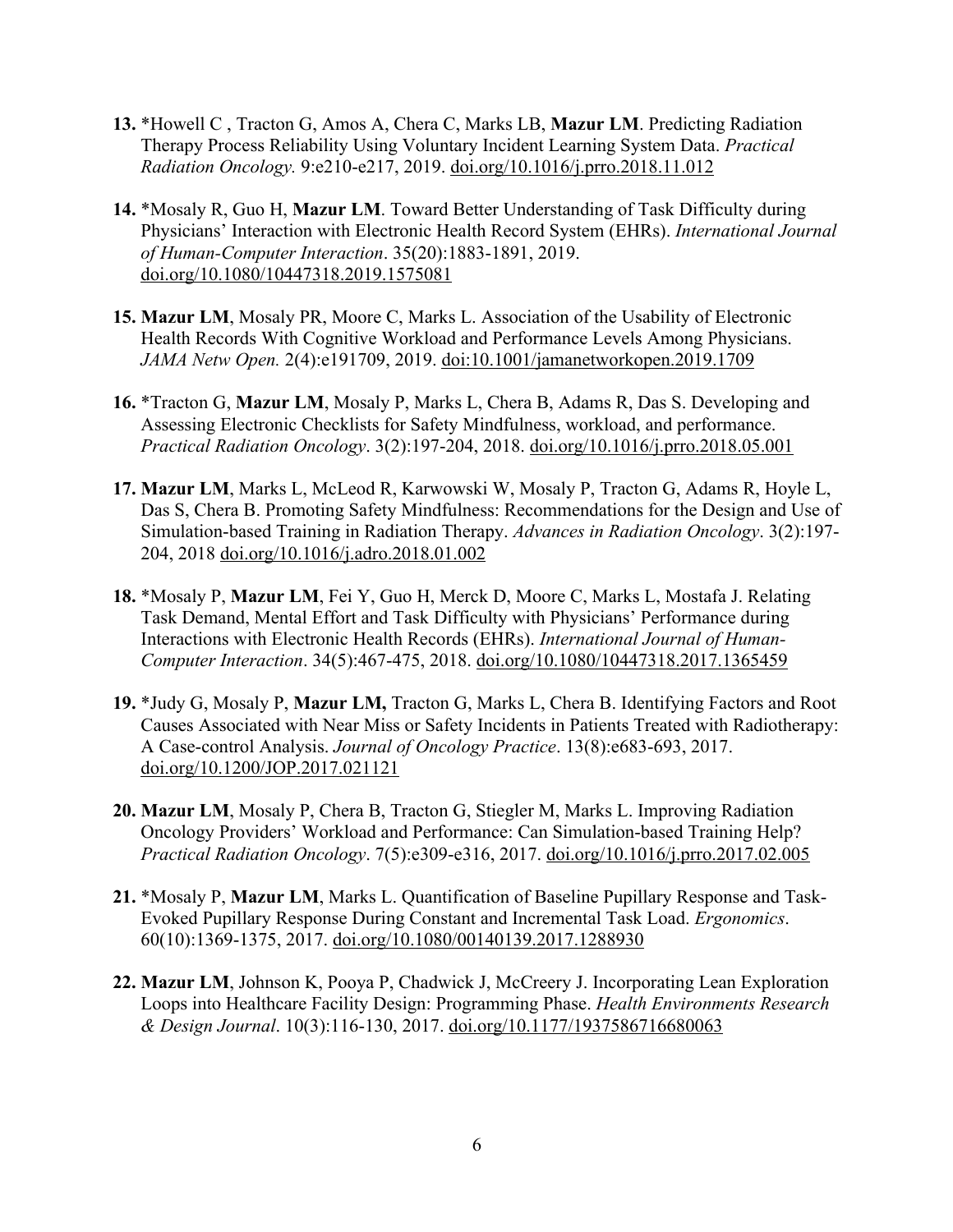13. *Howell C , Tracton G, Amos A, Chera C, Marks LB, **Mazur LM**. Predicting Radiation Therapy Process Reliability Using Voluntary Incident Learning System Data. *Practical Radiation Oncology.* 9:e210-e217, 2019. doi.org/10.1016/j.prro.2018.11.012

14. *Mosaly R, Guo H, **Mazur LM**. Toward Better Understanding of Task Difficulty during Physicians' Interaction with Electronic Health Record System (EHRs). *International Journal of Human-Computer Interaction*. 35(20):1883-1891, 2019. doi.org/10.1080/10447318.2019.1575081

15. **Mazur LM**, Mosaly PR, Moore C, Marks L. Association of the Usability of Electronic Health Records With Cognitive Workload and Performance Levels Among Physicians. *JAMA Netw Open.* 2(4):e191709, 2019. doi:10.1001/jamanetworkopen.2019.1709

16. *Tracton G, **Mazur LM**, Mosaly P, Marks L, Chera B, Adams R, Das S. Developing and Assessing Electronic Checklists for Safety Mindfulness, workload, and performance. *Practical Radiation Oncology*. 3(2):197-204, 2018. doi.org/10.1016/j.prro.2018.05.001

17. **Mazur LM**, Marks L, McLeod R, Karwowski W, Mosaly P, Tracton G, Adams R, Hoyle L, Das S, Chera B. Promoting Safety Mindfulness: Recommendations for the Design and Use of Simulation-based Training in Radiation Therapy. *Advances in Radiation Oncology*. 3(2):197-204, 2018 doi.org/10.1016/j.adro.2018.01.002

18. *Mosaly P, **Mazur LM**, Fei Y, Guo H, Merck D, Moore C, Marks L, Mostafa J. Relating Task Demand, Mental Effort and Task Difficulty with Physicians' Performance during Interactions with Electronic Health Records (EHRs). *International Journal of Human-Computer Interaction*. 34(5):467-475, 2018. doi.org/10.1080/10447318.2017.1365459

19. *Judy G, Mosaly P, **Mazur LM,** Tracton G, Marks L, Chera B. Identifying Factors and Root Causes Associated with Near Miss or Safety Incidents in Patients Treated with Radiotherapy: A Case-control Analysis. *Journal of Oncology Practice*. 13(8):e683-693, 2017. doi.org/10.1200/JOP.2017.021121

20. **Mazur LM**, Mosaly P, Chera B, Tracton G, Stiegler M, Marks L. Improving Radiation Oncology Providers' Workload and Performance: Can Simulation-based Training Help? *Practical Radiation Oncology*. 7(5):e309-e316, 2017. doi.org/10.1016/j.prro.2017.02.005

21. *Mosaly P, **Mazur LM**, Marks L. Quantification of Baseline Pupillary Response and Task-Evoked Pupillary Response During Constant and Incremental Task Load. *Ergonomics*. 60(10):1369-1375, 2017. doi.org/10.1080/00140139.2017.1288930

22. **Mazur LM**, Johnson K, Pooya P, Chadwick J, McCreery J. Incorporating Lean Exploration Loops into Healthcare Facility Design: Programming Phase. *Health Environments Research & Design Journal*. 10(3):116-130, 2017. doi.org/10.1177/1937586716680063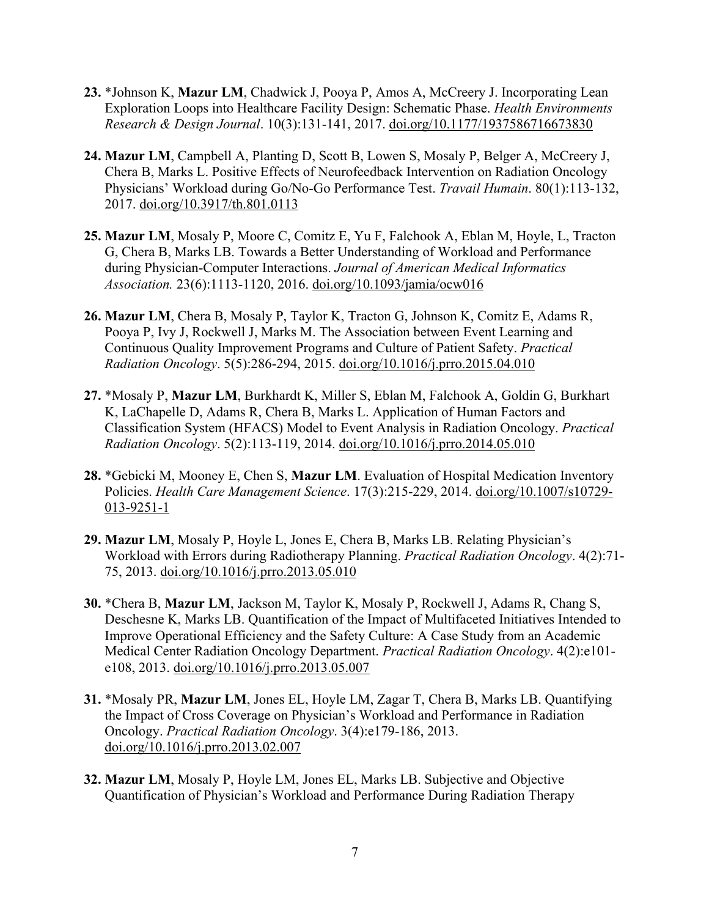**23.** *Johnson K, **Mazur LM**, Chadwick J, Pooya P, Amos A, McCreery J. Incorporating Lean Exploration Loops into Healthcare Facility Design: Schematic Phase. *Health Environments Research & Design Journal*. 10(3):131-141, 2017. doi.org/10.1177/1937586716673830

**24.** **Mazur LM**, Campbell A, Planting D, Scott B, Lowen S, Mosaly P, Belger A, McCreery J, Chera B, Marks L. Positive Effects of Neurofeedback Intervention on Radiation Oncology Physicians' Workload during Go/No-Go Performance Test. *Travail Humain*. 80(1):113-132, 2017. doi.org/10.3917/th.801.0113

**25.** **Mazur LM**, Mosaly P, Moore C, Comitz E, Yu F, Falchook A, Eblan M, Hoyle, L, Tracton G, Chera B, Marks LB. Towards a Better Understanding of Workload and Performance during Physician-Computer Interactions. *Journal of American Medical Informatics Association.* 23(6):1113-1120, 2016. doi.org/10.1093/jamia/ocw016

**26.** **Mazur LM**, Chera B, Mosaly P, Taylor K, Tracton G, Johnson K, Comitz E, Adams R, Pooya P, Ivy J, Rockwell J, Marks M. The Association between Event Learning and Continuous Quality Improvement Programs and Culture of Patient Safety. *Practical Radiation Oncology*. 5(5):286-294, 2015. doi.org/10.1016/j.prro.2015.04.010

**27.** *Mosaly P, **Mazur LM**, Burkhardt K, Miller S, Eblan M, Falchook A, Goldin G, Burkhart K, LaChapelle D, Adams R, Chera B, Marks L. Application of Human Factors and Classification System (HFACS) Model to Event Analysis in Radiation Oncology. *Practical Radiation Oncology*. 5(2):113-119, 2014. doi.org/10.1016/j.prro.2014.05.010

**28.** *Gebicki M, Mooney E, Chen S, **Mazur LM**. Evaluation of Hospital Medication Inventory Policies. *Health Care Management Science*. 17(3):215-229, 2014. doi.org/10.1007/s10729-013-9251-1

**29.** **Mazur LM**, Mosaly P, Hoyle L, Jones E, Chera B, Marks LB. Relating Physician's Workload with Errors during Radiotherapy Planning. *Practical Radiation Oncology*. 4(2):71-75, 2013. doi.org/10.1016/j.prro.2013.05.010

**30.** *Chera B, **Mazur LM**, Jackson M, Taylor K, Mosaly P, Rockwell J, Adams R, Chang S, Deschesne K, Marks LB. Quantification of the Impact of Multifaceted Initiatives Intended to Improve Operational Efficiency and the Safety Culture: A Case Study from an Academic Medical Center Radiation Oncology Department. *Practical Radiation Oncology*. 4(2):e101-e108, 2013. doi.org/10.1016/j.prro.2013.05.007

**31.** *Mosaly PR, **Mazur LM**, Jones EL, Hoyle LM, Zagar T, Chera B, Marks LB. Quantifying the Impact of Cross Coverage on Physician's Workload and Performance in Radiation Oncology. *Practical Radiation Oncology*. 3(4):e179-186, 2013. doi.org/10.1016/j.prro.2013.02.007

**32.** **Mazur LM**, Mosaly P, Hoyle LM, Jones EL, Marks LB. Subjective and Objective Quantification of Physician's Workload and Performance During Radiation Therapy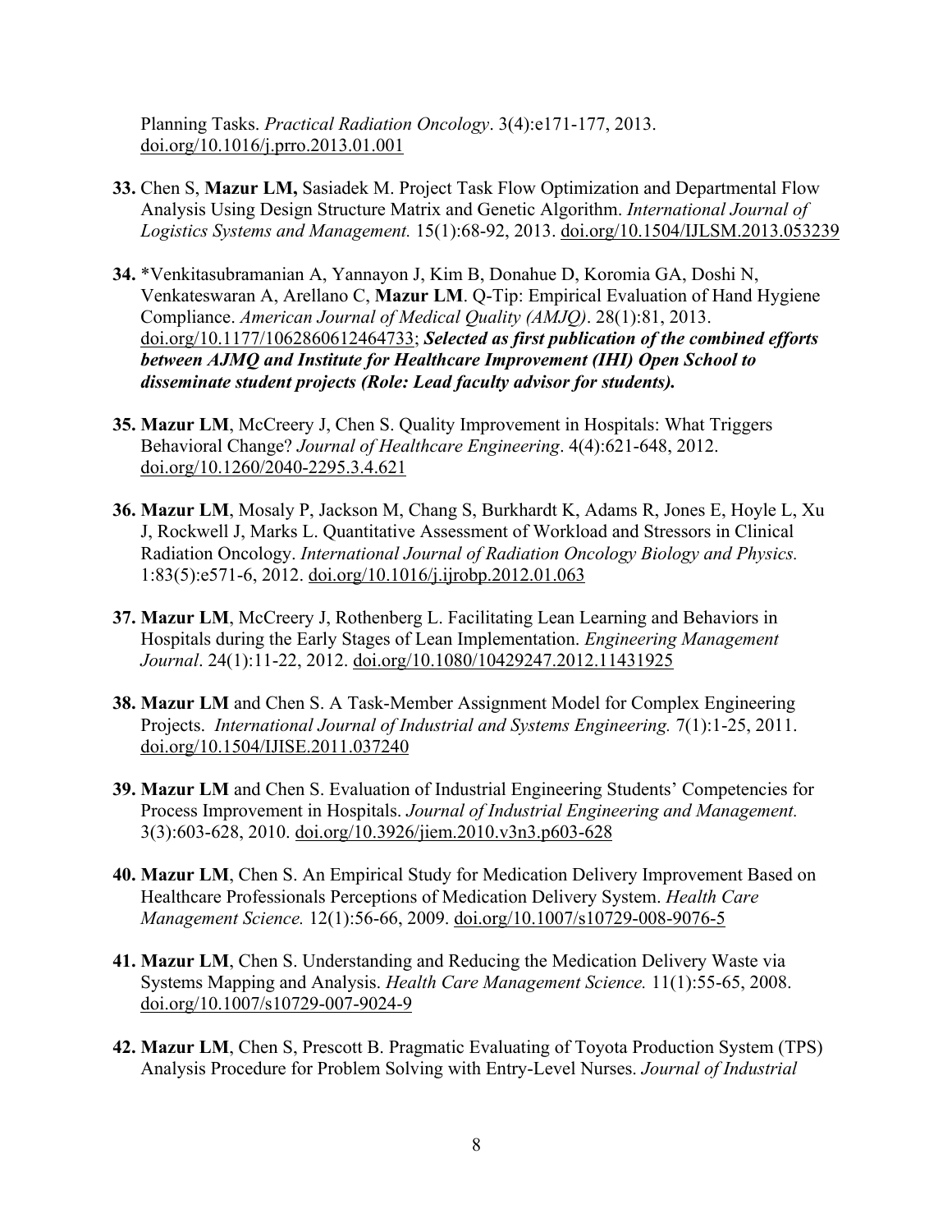Planning Tasks. *Practical Radiation Oncology*. 3(4):e171-177, 2013. doi.org/10.1016/j.prro.2013.01.001

**33.** Chen S, **Mazur LM,** Sasiadek M. Project Task Flow Optimization and Departmental Flow Analysis Using Design Structure Matrix and Genetic Algorithm. *International Journal of Logistics Systems and Management.* 15(1):68-92, 2013. doi.org/10.1504/IJLSM.2013.053239

**34.** *Venkitasubramanian A, Yannayon J, Kim B, Donahue D, Koromia GA, Doshi N, Venkateswaran A, Arellano C, **Mazur LM**. Q-Tip: Empirical Evaluation of Hand Hygiene Compliance. *American Journal of Medical Quality (AMJQ)*. 28(1):81, 2013. doi.org/10.1177/1062860612464733; ***Selected as first publication of the combined efforts between AJMQ and Institute for Healthcare Improvement (IHI) Open School to disseminate student projects (Role: Lead faculty advisor for students).***

**35.** **Mazur LM**, McCreery J, Chen S. Quality Improvement in Hospitals: What Triggers Behavioral Change? *Journal of Healthcare Engineering*. 4(4):621-648, 2012. doi.org/10.1260/2040-2295.3.4.621

**36.** **Mazur LM**, Mosaly P, Jackson M, Chang S, Burkhardt K, Adams R, Jones E, Hoyle L, Xu J, Rockwell J, Marks L. Quantitative Assessment of Workload and Stressors in Clinical Radiation Oncology. *International Journal of Radiation Oncology Biology and Physics.* 1:83(5):e571-6, 2012. doi.org/10.1016/j.ijrobp.2012.01.063

**37.** **Mazur LM**, McCreery J, Rothenberg L. Facilitating Lean Learning and Behaviors in Hospitals during the Early Stages of Lean Implementation. *Engineering Management Journal*. 24(1):11-22, 2012. doi.org/10.1080/10429247.2012.11431925

**38.** **Mazur LM** and Chen S. A Task-Member Assignment Model for Complex Engineering Projects. *International Journal of Industrial and Systems Engineering.* 7(1):1-25, 2011. doi.org/10.1504/IJISE.2011.037240

**39.** **Mazur LM** and Chen S. Evaluation of Industrial Engineering Students' Competencies for Process Improvement in Hospitals. *Journal of Industrial Engineering and Management.* 3(3):603-628, 2010. doi.org/10.3926/jiem.2010.v3n3.p603-628

**40.** **Mazur LM**, Chen S. An Empirical Study for Medication Delivery Improvement Based on Healthcare Professionals Perceptions of Medication Delivery System. *Health Care Management Science.* 12(1):56-66, 2009. doi.org/10.1007/s10729-008-9076-5

**41.** **Mazur LM**, Chen S. Understanding and Reducing the Medication Delivery Waste via Systems Mapping and Analysis. *Health Care Management Science.* 11(1):55-65, 2008. doi.org/10.1007/s10729-007-9024-9

**42.** **Mazur LM**, Chen S, Prescott B. Pragmatic Evaluating of Toyota Production System (TPS) Analysis Procedure for Problem Solving with Entry-Level Nurses. *Journal of Industrial*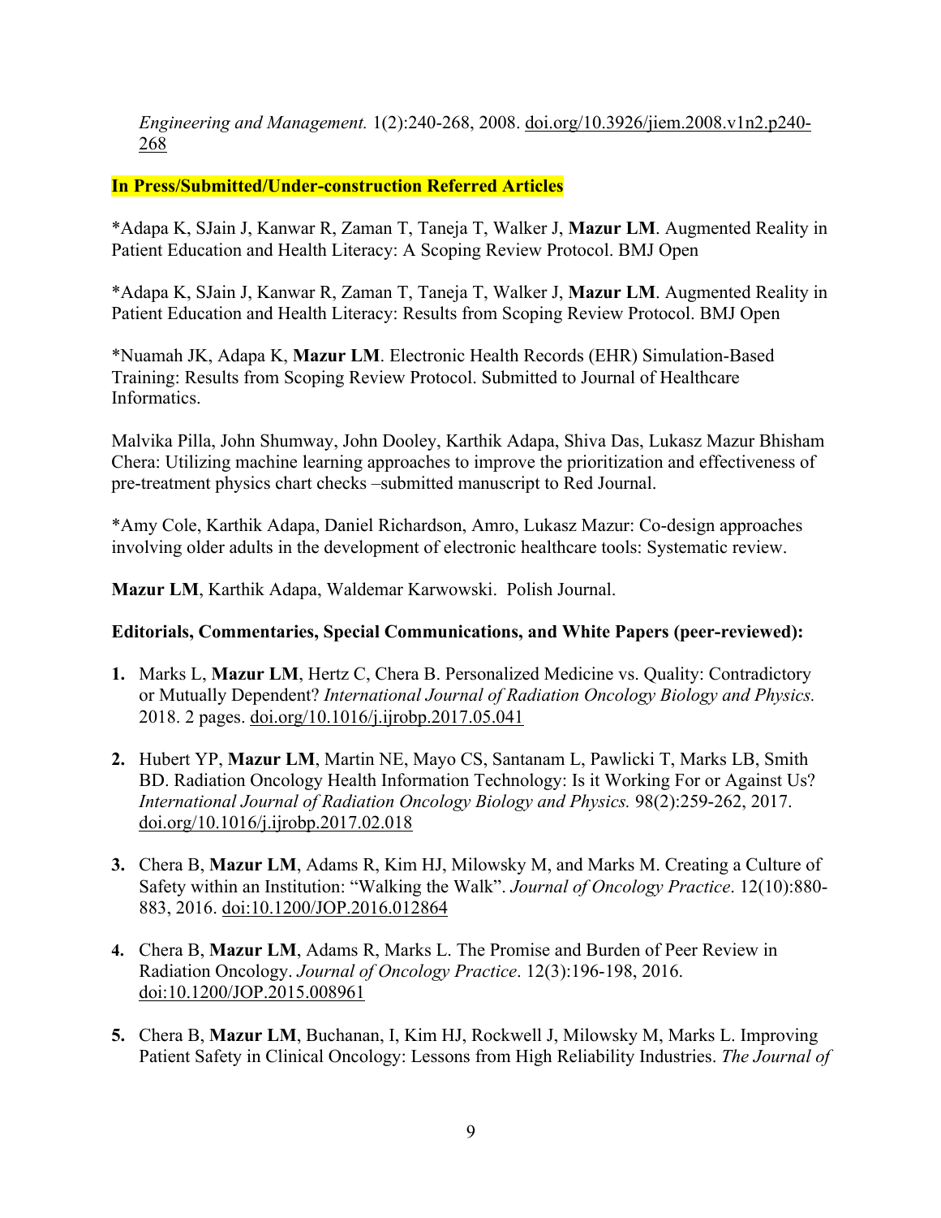*Engineering and Management.* 1(2):240-268, 2008. doi.org/10.3926/jiem.2008.v1n2.p240-268

**In Press/Submitted/Under-construction Referred Articles**

*Adapa K, SJain J, Kanwar R, Zaman T, Taneja T, Walker J, **Mazur LM**. Augmented Reality in Patient Education and Health Literacy: A Scoping Review Protocol. BMJ Open

*Adapa K, SJain J, Kanwar R, Zaman T, Taneja T, Walker J, **Mazur LM**. Augmented Reality in Patient Education and Health Literacy: Results from Scoping Review Protocol. BMJ Open

*Nuamah JK, Adapa K, **Mazur LM**. Electronic Health Records (EHR) Simulation-Based Training: Results from Scoping Review Protocol. Submitted to Journal of Healthcare Informatics.

Malvika Pilla, John Shumway, John Dooley, Karthik Adapa, Shiva Das, Lukasz Mazur Bhisham Chera: Utilizing machine learning approaches to improve the prioritization and effectiveness of pre-treatment physics chart checks –submitted manuscript to Red Journal.

*Amy Cole, Karthik Adapa, Daniel Richardson, Amro, Lukasz Mazur: Co-design approaches involving older adults in the development of electronic healthcare tools: Systematic review.

**Mazur LM**, Karthik Adapa, Waldemar Karwowski. Polish Journal.

**Editorials, Commentaries, Special Communications, and White Papers (peer-reviewed):**

1. Marks L, **Mazur LM**, Hertz C, Chera B. Personalized Medicine vs. Quality: Contradictory or Mutually Dependent? *International Journal of Radiation Oncology Biology and Physics.* 2018. 2 pages. doi.org/10.1016/j.ijrobp.2017.05.041

2. Hubert YP, **Mazur LM**, Martin NE, Mayo CS, Santanam L, Pawlicki T, Marks LB, Smith BD. Radiation Oncology Health Information Technology: Is it Working For or Against Us? *International Journal of Radiation Oncology Biology and Physics.* 98(2):259-262, 2017. doi.org/10.1016/j.ijrobp.2017.02.018

3. Chera B, **Mazur LM**, Adams R, Kim HJ, Milowsky M, and Marks M. Creating a Culture of Safety within an Institution: "Walking the Walk". *Journal of Oncology Practice*. 12(10):880-883, 2016. doi:10.1200/JOP.2016.012864

4. Chera B, **Mazur LM**, Adams R, Marks L. The Promise and Burden of Peer Review in Radiation Oncology. *Journal of Oncology Practice*. 12(3):196-198, 2016. doi:10.1200/JOP.2015.008961

5. Chera B, **Mazur LM**, Buchanan, I, Kim HJ, Rockwell J, Milowsky M, Marks L. Improving Patient Safety in Clinical Oncology: Lessons from High Reliability Industries. *The Journal of*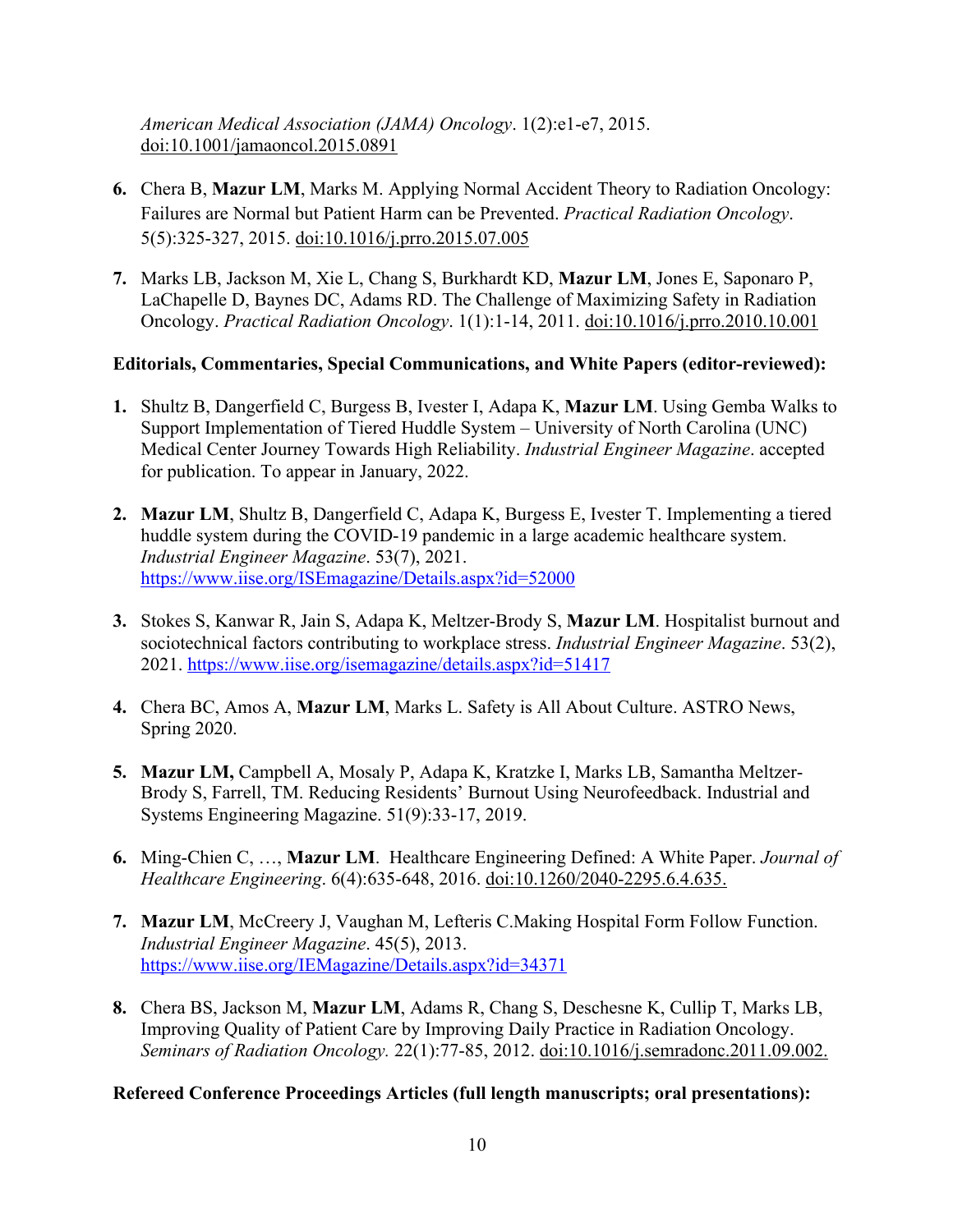*American Medical Association (JAMA) Oncology*. 1(2):e1-e7, 2015. doi:10.1001/jamaoncol.2015.0891

6. Chera B, **Mazur LM**, Marks M. Applying Normal Accident Theory to Radiation Oncology: Failures are Normal but Patient Harm can be Prevented. *Practical Radiation Oncology*. 5(5):325-327, 2015. doi:10.1016/j.prro.2015.07.005

7. Marks LB, Jackson M, Xie L, Chang S, Burkhardt KD, **Mazur LM**, Jones E, Saponaro P, LaChapelle D, Baynes DC, Adams RD. The Challenge of Maximizing Safety in Radiation Oncology. *Practical Radiation Oncology*. 1(1):1-14, 2011. doi:10.1016/j.prro.2010.10.001

**Editorials, Commentaries, Special Communications, and White Papers (editor-reviewed):**

1. Shultz B, Dangerfield C, Burgess B, Ivester I, Adapa K, **Mazur LM**. Using Gemba Walks to Support Implementation of Tiered Huddle System – University of North Carolina (UNC) Medical Center Journey Towards High Reliability. *Industrial Engineer Magazine*. accepted for publication. To appear in January, 2022.

2. **Mazur LM**, Shultz B, Dangerfield C, Adapa K, Burgess E, Ivester T. Implementing a tiered huddle system during the COVID-19 pandemic in a large academic healthcare system. *Industrial Engineer Magazine*. 53(7), 2021. https://www.iise.org/ISEmagazine/Details.aspx?id=52000

3. Stokes S, Kanwar R, Jain S, Adapa K, Meltzer-Brody S, **Mazur LM**. Hospitalist burnout and sociotechnical factors contributing to workplace stress. *Industrial Engineer Magazine*. 53(2), 2021. https://www.iise.org/isemagazine/details.aspx?id=51417

4. Chera BC, Amos A, **Mazur LM**, Marks L. Safety is All About Culture. ASTRO News, Spring 2020.

5. **Mazur LM,** Campbell A, Mosaly P, Adapa K, Kratzke I, Marks LB, Samantha Meltzer-Brody S, Farrell, TM. Reducing Residents' Burnout Using Neurofeedback. Industrial and Systems Engineering Magazine. 51(9):33-17, 2019.

6. Ming-Chien C, …, **Mazur LM**. Healthcare Engineering Defined: A White Paper. *Journal of Healthcare Engineering*. 6(4):635-648, 2016. doi:10.1260/2040-2295.6.4.635.

7. **Mazur LM**, McCreery J, Vaughan M, Lefteris C.Making Hospital Form Follow Function. *Industrial Engineer Magazine*. 45(5), 2013. https://www.iise.org/IEMagazine/Details.aspx?id=34371

8. Chera BS, Jackson M, **Mazur LM**, Adams R, Chang S, Deschesne K, Cullip T, Marks LB, Improving Quality of Patient Care by Improving Daily Practice in Radiation Oncology. *Seminars of Radiation Oncology.* 22(1):77-85, 2012. doi:10.1016/j.semradonc.2011.09.002.

**Refereed Conference Proceedings Articles (full length manuscripts; oral presentations):**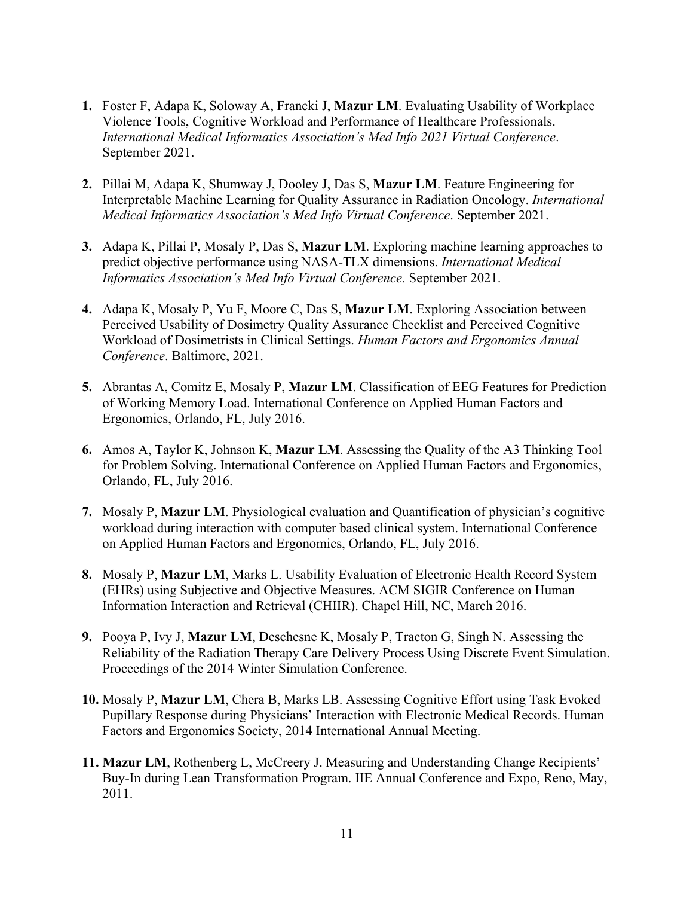1. Foster F, Adapa K, Soloway A, Francki J, **Mazur LM**. Evaluating Usability of Workplace Violence Tools, Cognitive Workload and Performance of Healthcare Professionals. *International Medical Informatics Association's Med Info 2021 Virtual Conference*. September 2021.

2. Pillai M, Adapa K, Shumway J, Dooley J, Das S, **Mazur LM**. Feature Engineering for Interpretable Machine Learning for Quality Assurance in Radiation Oncology. *International Medical Informatics Association's Med Info Virtual Conference*. September 2021.

3. Adapa K, Pillai P, Mosaly P, Das S, **Mazur LM**. Exploring machine learning approaches to predict objective performance using NASA-TLX dimensions. *International Medical Informatics Association's Med Info Virtual Conference.* September 2021.

4. Adapa K, Mosaly P, Yu F, Moore C, Das S, **Mazur LM**. Exploring Association between Perceived Usability of Dosimetry Quality Assurance Checklist and Perceived Cognitive Workload of Dosimetrists in Clinical Settings. *Human Factors and Ergonomics Annual Conference*. Baltimore, 2021.

5. Abrantas A, Comitz E, Mosaly P, **Mazur LM**. Classification of EEG Features for Prediction of Working Memory Load. International Conference on Applied Human Factors and Ergonomics, Orlando, FL, July 2016.

6. Amos A, Taylor K, Johnson K, **Mazur LM**. Assessing the Quality of the A3 Thinking Tool for Problem Solving. International Conference on Applied Human Factors and Ergonomics, Orlando, FL, July 2016.

7. Mosaly P, **Mazur LM**. Physiological evaluation and Quantification of physician's cognitive workload during interaction with computer based clinical system. International Conference on Applied Human Factors and Ergonomics, Orlando, FL, July 2016.

8. Mosaly P, **Mazur LM**, Marks L. Usability Evaluation of Electronic Health Record System (EHRs) using Subjective and Objective Measures. ACM SIGIR Conference on Human Information Interaction and Retrieval (CHIIR). Chapel Hill, NC, March 2016.

9. Pooya P, Ivy J, **Mazur LM**, Deschesne K, Mosaly P, Tracton G, Singh N. Assessing the Reliability of the Radiation Therapy Care Delivery Process Using Discrete Event Simulation. Proceedings of the 2014 Winter Simulation Conference.

10. Mosaly P, **Mazur LM**, Chera B, Marks LB. Assessing Cognitive Effort using Task Evoked Pupillary Response during Physicians' Interaction with Electronic Medical Records. Human Factors and Ergonomics Society, 2014 International Annual Meeting.

11. **Mazur LM**, Rothenberg L, McCreery J. Measuring and Understanding Change Recipients' Buy-In during Lean Transformation Program. IIE Annual Conference and Expo, Reno, May, 2011.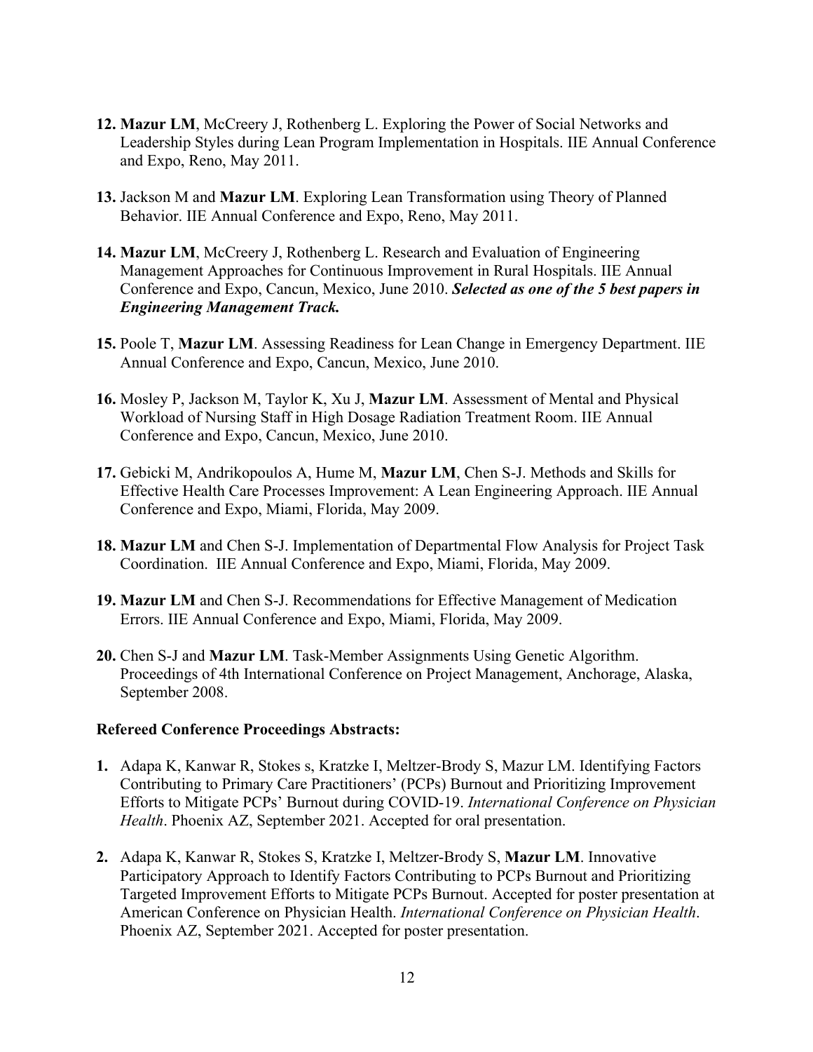**12. Mazur LM**, McCreery J, Rothenberg L. Exploring the Power of Social Networks and Leadership Styles during Lean Program Implementation in Hospitals. IIE Annual Conference and Expo, Reno, May 2011.

**13.** Jackson M and **Mazur LM**. Exploring Lean Transformation using Theory of Planned Behavior. IIE Annual Conference and Expo, Reno, May 2011.

**14. Mazur LM**, McCreery J, Rothenberg L. Research and Evaluation of Engineering Management Approaches for Continuous Improvement in Rural Hospitals. IIE Annual Conference and Expo, Cancun, Mexico, June 2010. ***Selected as one of the 5 best papers in Engineering Management Track.***

**15.** Poole T, **Mazur LM**. Assessing Readiness for Lean Change in Emergency Department. IIE Annual Conference and Expo, Cancun, Mexico, June 2010.

**16.** Mosley P, Jackson M, Taylor K, Xu J, **Mazur LM**. Assessment of Mental and Physical Workload of Nursing Staff in High Dosage Radiation Treatment Room. IIE Annual Conference and Expo, Cancun, Mexico, June 2010.

**17.** Gebicki M, Andrikopoulos A, Hume M, **Mazur LM**, Chen S-J. Methods and Skills for Effective Health Care Processes Improvement: A Lean Engineering Approach. IIE Annual Conference and Expo, Miami, Florida, May 2009.

**18. Mazur LM** and Chen S-J. Implementation of Departmental Flow Analysis for Project Task Coordination. IIE Annual Conference and Expo, Miami, Florida, May 2009.

**19. Mazur LM** and Chen S-J. Recommendations for Effective Management of Medication Errors. IIE Annual Conference and Expo, Miami, Florida, May 2009.

**20.** Chen S-J and **Mazur LM**. Task-Member Assignments Using Genetic Algorithm. Proceedings of 4th International Conference on Project Management, Anchorage, Alaska, September 2008.

**Refereed Conference Proceedings Abstracts:**

**1.** Adapa K, Kanwar R, Stokes s, Kratzke I, Meltzer-Brody S, Mazur LM. Identifying Factors Contributing to Primary Care Practitioners' (PCPs) Burnout and Prioritizing Improvement Efforts to Mitigate PCPs' Burnout during COVID-19. *International Conference on Physician Health*. Phoenix AZ, September 2021. Accepted for oral presentation.

**2.** Adapa K, Kanwar R, Stokes S, Kratzke I, Meltzer-Brody S, **Mazur LM**. Innovative Participatory Approach to Identify Factors Contributing to PCPs Burnout and Prioritizing Targeted Improvement Efforts to Mitigate PCPs Burnout. Accepted for poster presentation at American Conference on Physician Health. *International Conference on Physician Health*. Phoenix AZ, September 2021. Accepted for poster presentation.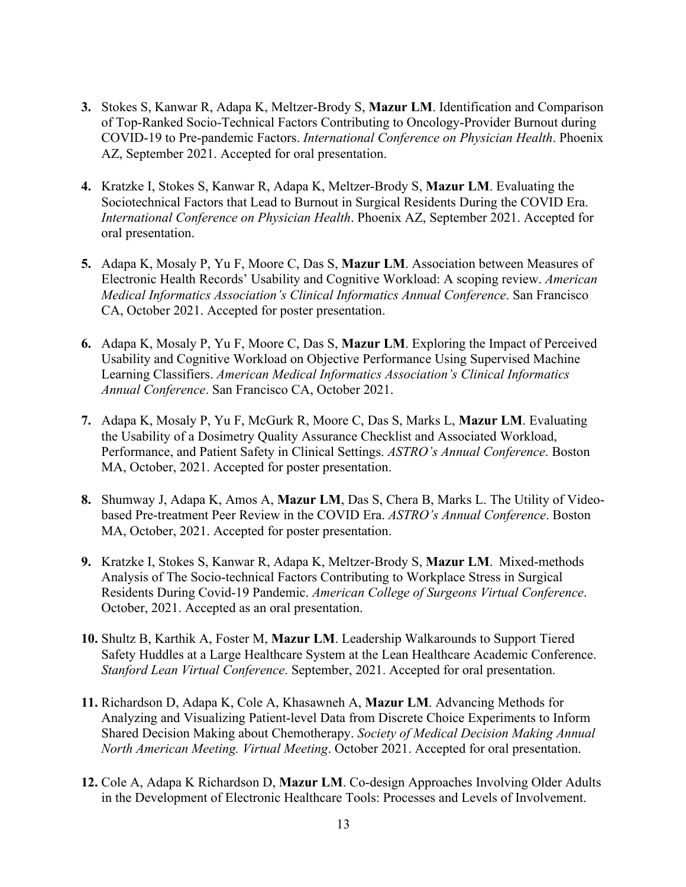3. Stokes S, Kanwar R, Adapa K, Meltzer-Brody S, **Mazur LM**. Identification and Comparison of Top-Ranked Socio-Technical Factors Contributing to Oncology-Provider Burnout during COVID-19 to Pre-pandemic Factors. *International Conference on Physician Health*. Phoenix AZ, September 2021. Accepted for oral presentation.

4. Kratzke I, Stokes S, Kanwar R, Adapa K, Meltzer-Brody S, **Mazur LM**. Evaluating the Sociotechnical Factors that Lead to Burnout in Surgical Residents During the COVID Era. *International Conference on Physician Health*. Phoenix AZ, September 2021. Accepted for oral presentation.

5. Adapa K, Mosaly P, Yu F, Moore C, Das S, **Mazur LM**. Association between Measures of Electronic Health Records' Usability and Cognitive Workload: A scoping review. *American Medical Informatics Association's Clinical Informatics Annual Conference*. San Francisco CA, October 2021. Accepted for poster presentation.

6. Adapa K, Mosaly P, Yu F, Moore C, Das S, **Mazur LM**. Exploring the Impact of Perceived Usability and Cognitive Workload on Objective Performance Using Supervised Machine Learning Classifiers. *American Medical Informatics Association's Clinical Informatics Annual Conference*. San Francisco CA, October 2021.

7. Adapa K, Mosaly P, Yu F, McGurk R, Moore C, Das S, Marks L, **Mazur LM**. Evaluating the Usability of a Dosimetry Quality Assurance Checklist and Associated Workload, Performance, and Patient Safety in Clinical Settings. *ASTRO's Annual Conference*. Boston MA, October, 2021. Accepted for poster presentation.

8. Shumway J, Adapa K, Amos A, **Mazur LM**, Das S, Chera B, Marks L. The Utility of Video-based Pre-treatment Peer Review in the COVID Era. *ASTRO's Annual Conference*. Boston MA, October, 2021. Accepted for poster presentation.

9. Kratzke I, Stokes S, Kanwar R, Adapa K, Meltzer-Brody S, **Mazur LM**. Mixed-methods Analysis of The Socio-technical Factors Contributing to Workplace Stress in Surgical Residents During Covid-19 Pandemic. *American College of Surgeons Virtual Conference*. October, 2021. Accepted as an oral presentation.

10. Shultz B, Karthik A, Foster M, **Mazur LM**. Leadership Walkarounds to Support Tiered Safety Huddles at a Large Healthcare System at the Lean Healthcare Academic Conference. *Stanford Lean Virtual Conference*. September, 2021. Accepted for oral presentation.

11. Richardson D, Adapa K, Cole A, Khasawneh A, **Mazur LM**. Advancing Methods for Analyzing and Visualizing Patient-level Data from Discrete Choice Experiments to Inform Shared Decision Making about Chemotherapy. *Society of Medical Decision Making Annual North American Meeting. Virtual Meeting*. October 2021. Accepted for oral presentation.

12. Cole A, Adapa K Richardson D, **Mazur LM**. Co-design Approaches Involving Older Adults in the Development of Electronic Healthcare Tools: Processes and Levels of Involvement.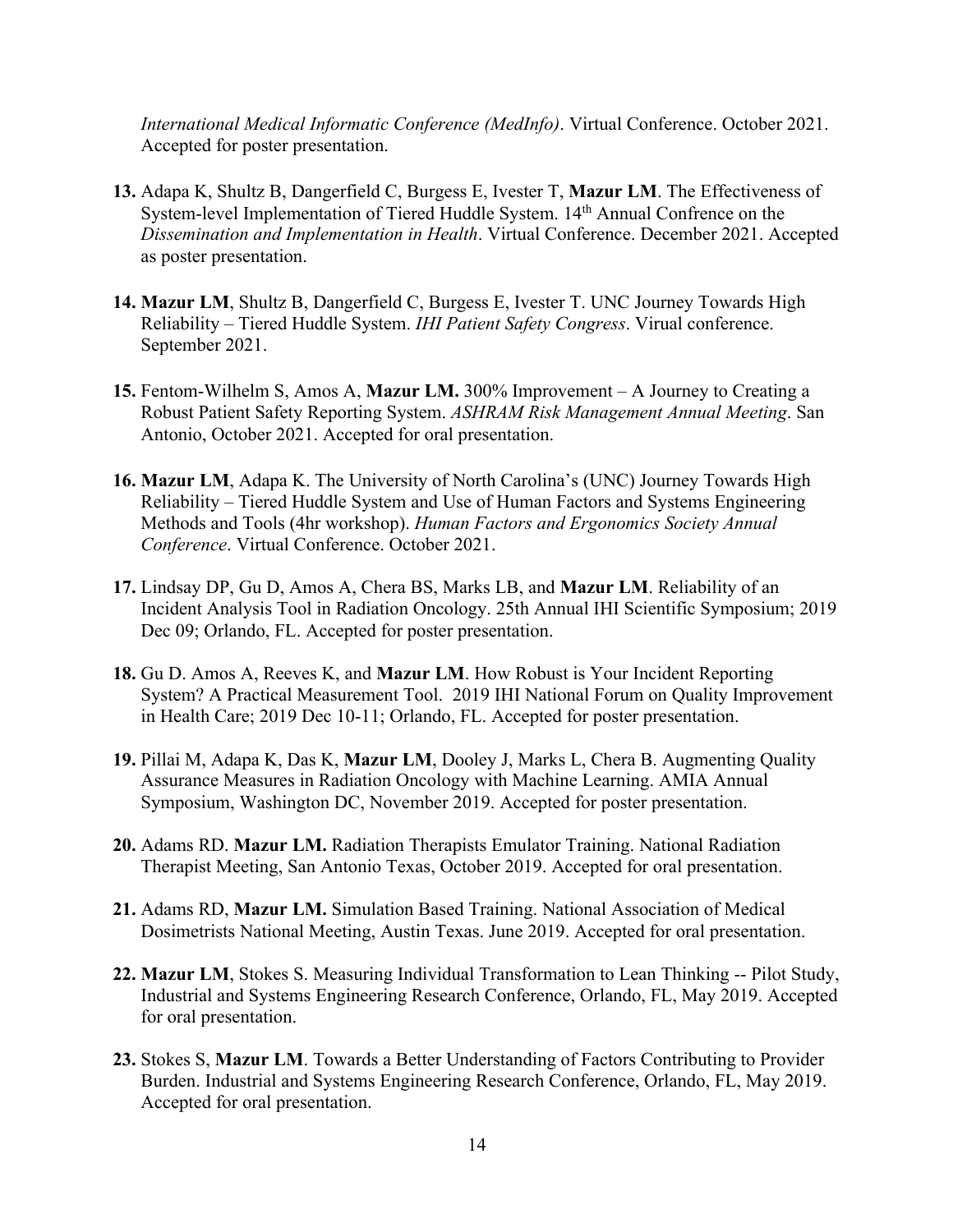*International Medical Informatic Conference (MedInfo)*. Virtual Conference. October 2021. Accepted for poster presentation.

**13.** Adapa K, Shultz B, Dangerfield C, Burgess E, Ivester T, **Mazur LM**. The Effectiveness of System-level Implementation of Tiered Huddle System. 14th Annual Confrence on the *Dissemination and Implementation in Health*. Virtual Conference. December 2021. Accepted as poster presentation.

**14.** **Mazur LM**, Shultz B, Dangerfield C, Burgess E, Ivester T. UNC Journey Towards High Reliability – Tiered Huddle System. *IHI Patient Safety Congress*. Virual conference. September 2021.

**15.** Fentom-Wilhelm S, Amos A, **Mazur LM.** 300% Improvement – A Journey to Creating a Robust Patient Safety Reporting System. *ASHRAM Risk Management Annual Meeting*. San Antonio, October 2021. Accepted for oral presentation.

**16.** **Mazur LM**, Adapa K. The University of North Carolina's (UNC) Journey Towards High Reliability – Tiered Huddle System and Use of Human Factors and Systems Engineering Methods and Tools (4hr workshop). *Human Factors and Ergonomics Society Annual Conference*. Virtual Conference. October 2021.

**17.** Lindsay DP, Gu D, Amos A, Chera BS, Marks LB, and **Mazur LM**. Reliability of an Incident Analysis Tool in Radiation Oncology. 25th Annual IHI Scientific Symposium; 2019 Dec 09; Orlando, FL. Accepted for poster presentation.

**18.** Gu D. Amos A, Reeves K, and **Mazur LM**. How Robust is Your Incident Reporting System? A Practical Measurement Tool. 2019 IHI National Forum on Quality Improvement in Health Care; 2019 Dec 10-11; Orlando, FL. Accepted for poster presentation.

**19.** Pillai M, Adapa K, Das K, **Mazur LM**, Dooley J, Marks L, Chera B. Augmenting Quality Assurance Measures in Radiation Oncology with Machine Learning. AMIA Annual Symposium, Washington DC, November 2019. Accepted for poster presentation.

**20.** Adams RD. **Mazur LM.** Radiation Therapists Emulator Training. National Radiation Therapist Meeting, San Antonio Texas, October 2019. Accepted for oral presentation.

**21.** Adams RD, **Mazur LM.** Simulation Based Training. National Association of Medical Dosimetrists National Meeting, Austin Texas. June 2019. Accepted for oral presentation.

**22.** **Mazur LM**, Stokes S. Measuring Individual Transformation to Lean Thinking -- Pilot Study, Industrial and Systems Engineering Research Conference, Orlando, FL, May 2019. Accepted for oral presentation.

**23.** Stokes S, **Mazur LM**. Towards a Better Understanding of Factors Contributing to Provider Burden. Industrial and Systems Engineering Research Conference, Orlando, FL, May 2019. Accepted for oral presentation.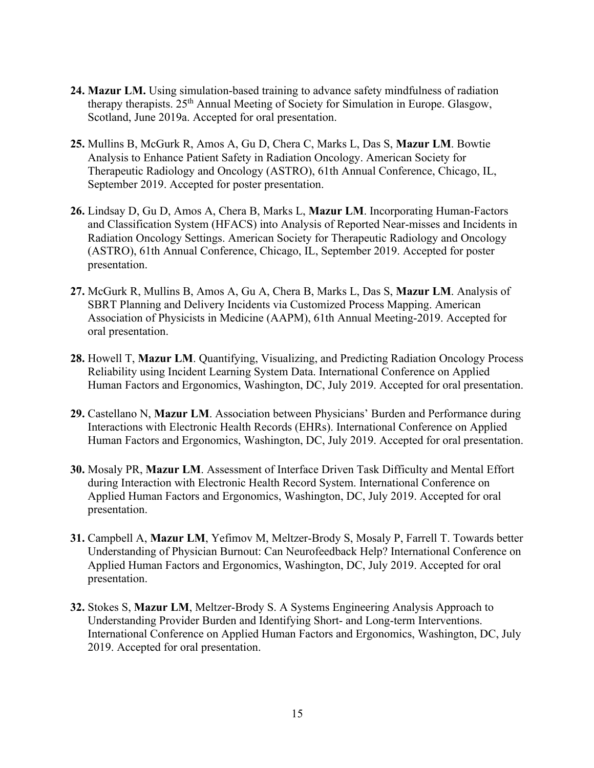**24.** **Mazur LM.** Using simulation-based training to advance safety mindfulness of radiation therapy therapists. 25th Annual Meeting of Society for Simulation in Europe. Glasgow, Scotland, June 2019a. Accepted for oral presentation.

**25.** Mullins B, McGurk R, Amos A, Gu D, Chera C, Marks L, Das S, **Mazur LM**. Bowtie Analysis to Enhance Patient Safety in Radiation Oncology. American Society for Therapeutic Radiology and Oncology (ASTRO), 61th Annual Conference, Chicago, IL, September 2019. Accepted for poster presentation.

**26.** Lindsay D, Gu D, Amos A, Chera B, Marks L, **Mazur LM**. Incorporating Human-Factors and Classification System (HFACS) into Analysis of Reported Near-misses and Incidents in Radiation Oncology Settings. American Society for Therapeutic Radiology and Oncology (ASTRO), 61th Annual Conference, Chicago, IL, September 2019. Accepted for poster presentation.

**27.** McGurk R, Mullins B, Amos A, Gu A, Chera B, Marks L, Das S, **Mazur LM**. Analysis of SBRT Planning and Delivery Incidents via Customized Process Mapping. American Association of Physicists in Medicine (AAPM), 61th Annual Meeting-2019. Accepted for oral presentation.

**28.** Howell T, **Mazur LM**. Quantifying, Visualizing, and Predicting Radiation Oncology Process Reliability using Incident Learning System Data. International Conference on Applied Human Factors and Ergonomics, Washington, DC, July 2019. Accepted for oral presentation.

**29.** Castellano N, **Mazur LM**. Association between Physicians' Burden and Performance during Interactions with Electronic Health Records (EHRs). International Conference on Applied Human Factors and Ergonomics, Washington, DC, July 2019. Accepted for oral presentation.

**30.** Mosaly PR, **Mazur LM**. Assessment of Interface Driven Task Difficulty and Mental Effort during Interaction with Electronic Health Record System. International Conference on Applied Human Factors and Ergonomics, Washington, DC, July 2019. Accepted for oral presentation.

**31.** Campbell A, **Mazur LM**, Yefimov M, Meltzer-Brody S, Mosaly P, Farrell T. Towards better Understanding of Physician Burnout: Can Neurofeedback Help? International Conference on Applied Human Factors and Ergonomics, Washington, DC, July 2019. Accepted for oral presentation.

**32.** Stokes S, **Mazur LM**, Meltzer-Brody S. A Systems Engineering Analysis Approach to Understanding Provider Burden and Identifying Short- and Long-term Interventions. International Conference on Applied Human Factors and Ergonomics, Washington, DC, July 2019. Accepted for oral presentation.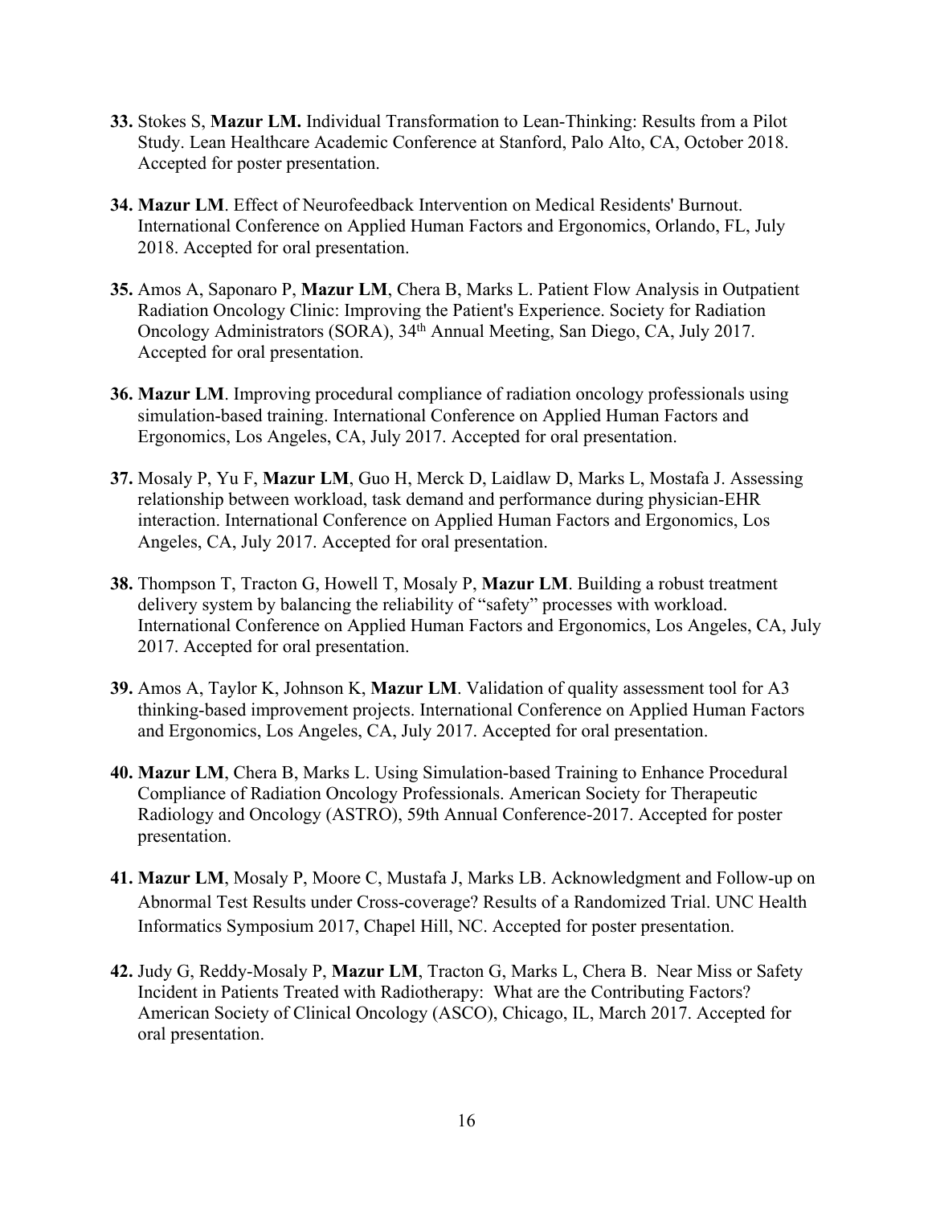**33.** Stokes S, **Mazur LM.** Individual Transformation to Lean-Thinking: Results from a Pilot Study. Lean Healthcare Academic Conference at Stanford, Palo Alto, CA, October 2018. Accepted for poster presentation.

**34.** **Mazur LM**. Effect of Neurofeedback Intervention on Medical Residents' Burnout. International Conference on Applied Human Factors and Ergonomics, Orlando, FL, July 2018. Accepted for oral presentation.

**35.** Amos A, Saponaro P, **Mazur LM**, Chera B, Marks L. Patient Flow Analysis in Outpatient Radiation Oncology Clinic: Improving the Patient's Experience. Society for Radiation Oncology Administrators (SORA), 34th Annual Meeting, San Diego, CA, July 2017. Accepted for oral presentation.

**36.** **Mazur LM**. Improving procedural compliance of radiation oncology professionals using simulation-based training. International Conference on Applied Human Factors and Ergonomics, Los Angeles, CA, July 2017. Accepted for oral presentation.

**37.** Mosaly P, Yu F, **Mazur LM**, Guo H, Merck D, Laidlaw D, Marks L, Mostafa J. Assessing relationship between workload, task demand and performance during physician-EHR interaction. International Conference on Applied Human Factors and Ergonomics, Los Angeles, CA, July 2017. Accepted for oral presentation.

**38.** Thompson T, Tracton G, Howell T, Mosaly P, **Mazur LM**. Building a robust treatment delivery system by balancing the reliability of "safety" processes with workload. International Conference on Applied Human Factors and Ergonomics, Los Angeles, CA, July 2017. Accepted for oral presentation.

**39.** Amos A, Taylor K, Johnson K, **Mazur LM**. Validation of quality assessment tool for A3 thinking-based improvement projects. International Conference on Applied Human Factors and Ergonomics, Los Angeles, CA, July 2017. Accepted for oral presentation.

**40.** **Mazur LM**, Chera B, Marks L. Using Simulation-based Training to Enhance Procedural Compliance of Radiation Oncology Professionals. American Society for Therapeutic Radiology and Oncology (ASTRO), 59th Annual Conference-2017. Accepted for poster presentation.

**41.** **Mazur LM**, Mosaly P, Moore C, Mustafa J, Marks LB. Acknowledgment and Follow-up on Abnormal Test Results under Cross-coverage? Results of a Randomized Trial. UNC Health Informatics Symposium 2017, Chapel Hill, NC. Accepted for poster presentation.

**42.** Judy G, Reddy-Mosaly P, **Mazur LM**, Tracton G, Marks L, Chera B. Near Miss or Safety Incident in Patients Treated with Radiotherapy: What are the Contributing Factors? American Society of Clinical Oncology (ASCO), Chicago, IL, March 2017. Accepted for oral presentation.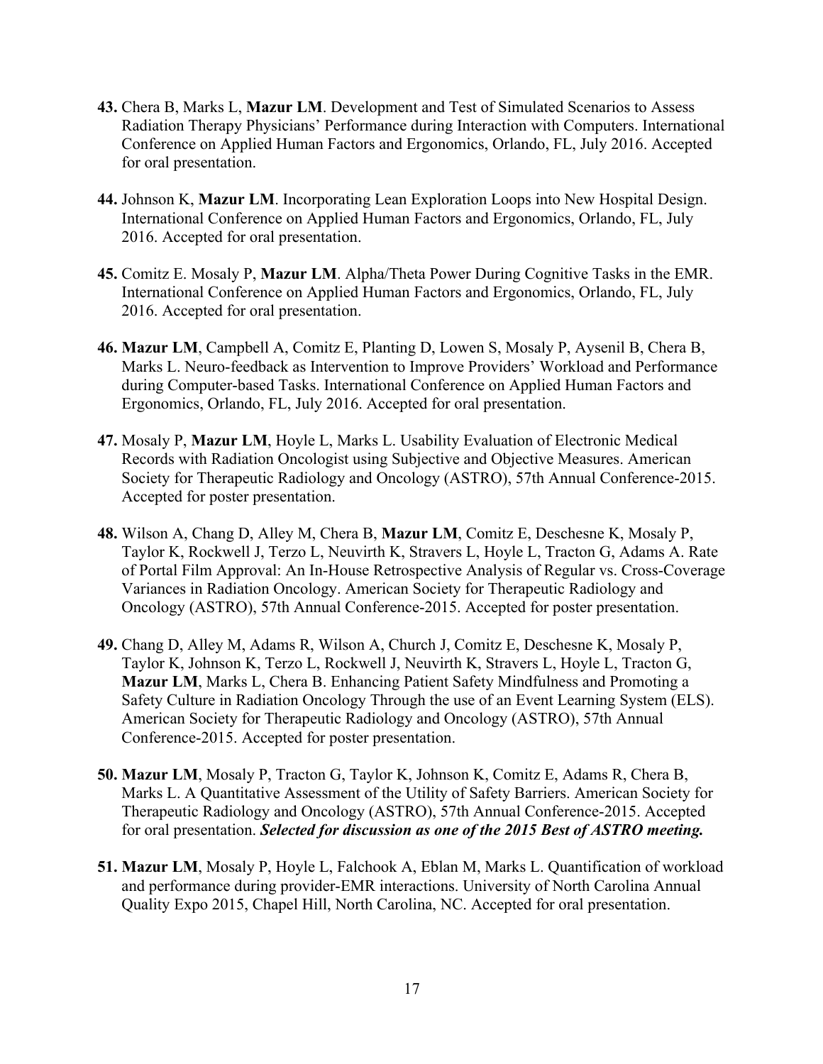**43.** Chera B, Marks L, **Mazur LM**. Development and Test of Simulated Scenarios to Assess Radiation Therapy Physicians' Performance during Interaction with Computers. International Conference on Applied Human Factors and Ergonomics, Orlando, FL, July 2016. Accepted for oral presentation.

**44.** Johnson K, **Mazur LM**. Incorporating Lean Exploration Loops into New Hospital Design. International Conference on Applied Human Factors and Ergonomics, Orlando, FL, July 2016. Accepted for oral presentation.

**45.** Comitz E. Mosaly P, **Mazur LM**. Alpha/Theta Power During Cognitive Tasks in the EMR. International Conference on Applied Human Factors and Ergonomics, Orlando, FL, July 2016. Accepted for oral presentation.

**46.** **Mazur LM**, Campbell A, Comitz E, Planting D, Lowen S, Mosaly P, Aysenil B, Chera B, Marks L. Neuro-feedback as Intervention to Improve Providers' Workload and Performance during Computer-based Tasks. International Conference on Applied Human Factors and Ergonomics, Orlando, FL, July 2016. Accepted for oral presentation.

**47.** Mosaly P, **Mazur LM**, Hoyle L, Marks L. Usability Evaluation of Electronic Medical Records with Radiation Oncologist using Subjective and Objective Measures. American Society for Therapeutic Radiology and Oncology (ASTRO), 57th Annual Conference-2015. Accepted for poster presentation.

**48.** Wilson A, Chang D, Alley M, Chera B, **Mazur LM**, Comitz E, Deschesne K, Mosaly P, Taylor K, Rockwell J, Terzo L, Neuvirth K, Stravers L, Hoyle L, Tracton G, Adams A. Rate of Portal Film Approval: An In-House Retrospective Analysis of Regular vs. Cross-Coverage Variances in Radiation Oncology. American Society for Therapeutic Radiology and Oncology (ASTRO), 57th Annual Conference-2015. Accepted for poster presentation.

**49.** Chang D, Alley M, Adams R, Wilson A, Church J, Comitz E, Deschesne K, Mosaly P, Taylor K, Johnson K, Terzo L, Rockwell J, Neuvirth K, Stravers L, Hoyle L, Tracton G, **Mazur LM**, Marks L, Chera B. Enhancing Patient Safety Mindfulness and Promoting a Safety Culture in Radiation Oncology Through the use of an Event Learning System (ELS). American Society for Therapeutic Radiology and Oncology (ASTRO), 57th Annual Conference-2015. Accepted for poster presentation.

**50.** **Mazur LM**, Mosaly P, Tracton G, Taylor K, Johnson K, Comitz E, Adams R, Chera B, Marks L. A Quantitative Assessment of the Utility of Safety Barriers. American Society for Therapeutic Radiology and Oncology (ASTRO), 57th Annual Conference-2015. Accepted for oral presentation. ***Selected for discussion as one of the 2015 Best of ASTRO meeting.***

**51.** **Mazur LM**, Mosaly P, Hoyle L, Falchook A, Eblan M, Marks L. Quantification of workload and performance during provider-EMR interactions. University of North Carolina Annual Quality Expo 2015, Chapel Hill, North Carolina, NC. Accepted for oral presentation.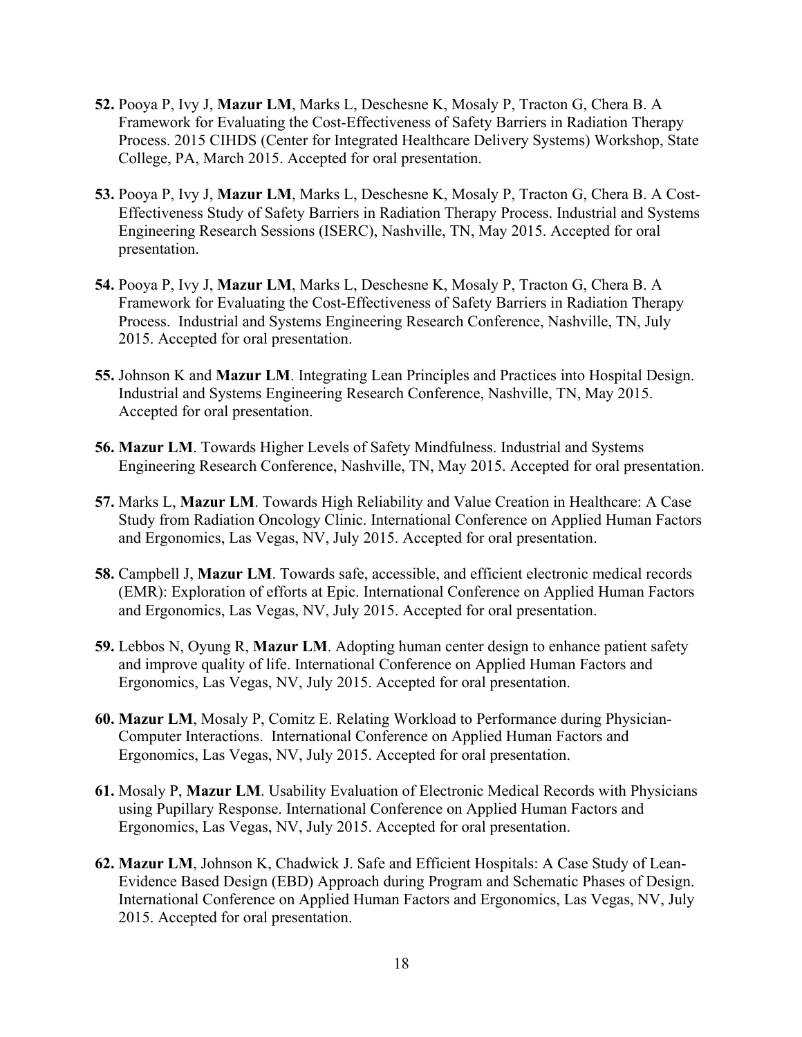**52.** Pooya P, Ivy J, **Mazur LM**, Marks L, Deschesne K, Mosaly P, Tracton G, Chera B. A Framework for Evaluating the Cost-Effectiveness of Safety Barriers in Radiation Therapy Process. 2015 CIHDS (Center for Integrated Healthcare Delivery Systems) Workshop, State College, PA, March 2015. Accepted for oral presentation.

**53.** Pooya P, Ivy J, **Mazur LM**, Marks L, Deschesne K, Mosaly P, Tracton G, Chera B. A Cost-Effectiveness Study of Safety Barriers in Radiation Therapy Process. Industrial and Systems Engineering Research Sessions (ISERC), Nashville, TN, May 2015. Accepted for oral presentation.

**54.** Pooya P, Ivy J, **Mazur LM**, Marks L, Deschesne K, Mosaly P, Tracton G, Chera B. A Framework for Evaluating the Cost-Effectiveness of Safety Barriers in Radiation Therapy Process. Industrial and Systems Engineering Research Conference, Nashville, TN, July 2015. Accepted for oral presentation.

**55.** Johnson K and **Mazur LM**. Integrating Lean Principles and Practices into Hospital Design. Industrial and Systems Engineering Research Conference, Nashville, TN, May 2015. Accepted for oral presentation.

**56.** **Mazur LM**. Towards Higher Levels of Safety Mindfulness. Industrial and Systems Engineering Research Conference, Nashville, TN, May 2015. Accepted for oral presentation.

**57.** Marks L, **Mazur LM**. Towards High Reliability and Value Creation in Healthcare: A Case Study from Radiation Oncology Clinic. International Conference on Applied Human Factors and Ergonomics, Las Vegas, NV, July 2015. Accepted for oral presentation.

**58.** Campbell J, **Mazur LM**. Towards safe, accessible, and efficient electronic medical records (EMR): Exploration of efforts at Epic. International Conference on Applied Human Factors and Ergonomics, Las Vegas, NV, July 2015. Accepted for oral presentation.

**59.** Lebbos N, Oyung R, **Mazur LM**. Adopting human center design to enhance patient safety and improve quality of life. International Conference on Applied Human Factors and Ergonomics, Las Vegas, NV, July 2015. Accepted for oral presentation.

**60.** **Mazur LM**, Mosaly P, Comitz E. Relating Workload to Performance during Physician-Computer Interactions. International Conference on Applied Human Factors and Ergonomics, Las Vegas, NV, July 2015. Accepted for oral presentation.

**61.** Mosaly P, **Mazur LM**. Usability Evaluation of Electronic Medical Records with Physicians using Pupillary Response. International Conference on Applied Human Factors and Ergonomics, Las Vegas, NV, July 2015. Accepted for oral presentation.

**62.** **Mazur LM**, Johnson K, Chadwick J. Safe and Efficient Hospitals: A Case Study of Lean-Evidence Based Design (EBD) Approach during Program and Schematic Phases of Design. International Conference on Applied Human Factors and Ergonomics, Las Vegas, NV, July 2015. Accepted for oral presentation.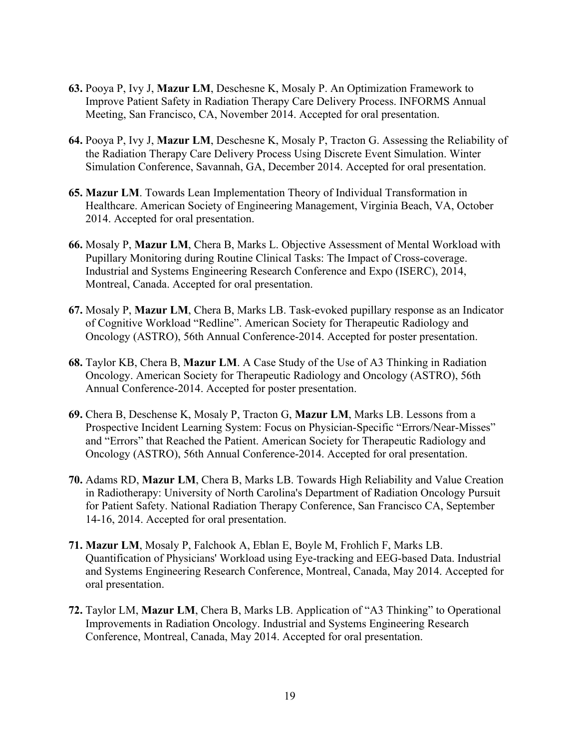**63.** Pooya P, Ivy J, **Mazur LM**, Deschesne K, Mosaly P. An Optimization Framework to Improve Patient Safety in Radiation Therapy Care Delivery Process. INFORMS Annual Meeting, San Francisco, CA, November 2014. Accepted for oral presentation.

**64.** Pooya P, Ivy J, **Mazur LM**, Deschesne K, Mosaly P, Tracton G. Assessing the Reliability of the Radiation Therapy Care Delivery Process Using Discrete Event Simulation. Winter Simulation Conference, Savannah, GA, December 2014. Accepted for oral presentation.

**65. Mazur LM**. Towards Lean Implementation Theory of Individual Transformation in Healthcare. American Society of Engineering Management, Virginia Beach, VA, October 2014. Accepted for oral presentation.

**66.** Mosaly P, **Mazur LM**, Chera B, Marks L. Objective Assessment of Mental Workload with Pupillary Monitoring during Routine Clinical Tasks: The Impact of Cross-coverage. Industrial and Systems Engineering Research Conference and Expo (ISERC), 2014, Montreal, Canada. Accepted for oral presentation.

**67.** Mosaly P, **Mazur LM**, Chera B, Marks LB. Task-evoked pupillary response as an Indicator of Cognitive Workload "Redline". American Society for Therapeutic Radiology and Oncology (ASTRO), 56th Annual Conference-2014. Accepted for poster presentation.

**68.** Taylor KB, Chera B, **Mazur LM**. A Case Study of the Use of A3 Thinking in Radiation Oncology. American Society for Therapeutic Radiology and Oncology (ASTRO), 56th Annual Conference-2014. Accepted for poster presentation.

**69.** Chera B, Deschense K, Mosaly P, Tracton G, **Mazur LM**, Marks LB. Lessons from a Prospective Incident Learning System: Focus on Physician-Specific "Errors/Near-Misses" and "Errors" that Reached the Patient. American Society for Therapeutic Radiology and Oncology (ASTRO), 56th Annual Conference-2014. Accepted for oral presentation.

**70.** Adams RD, **Mazur LM**, Chera B, Marks LB. Towards High Reliability and Value Creation in Radiotherapy: University of North Carolina's Department of Radiation Oncology Pursuit for Patient Safety. National Radiation Therapy Conference, San Francisco CA, September 14-16, 2014. Accepted for oral presentation.

**71. Mazur LM**, Mosaly P, Falchook A, Eblan E, Boyle M, Frohlich F, Marks LB. Quantification of Physicians' Workload using Eye-tracking and EEG-based Data. Industrial and Systems Engineering Research Conference, Montreal, Canada, May 2014. Accepted for oral presentation.

**72.** Taylor LM, **Mazur LM**, Chera B, Marks LB. Application of "A3 Thinking" to Operational Improvements in Radiation Oncology. Industrial and Systems Engineering Research Conference, Montreal, Canada, May 2014. Accepted for oral presentation.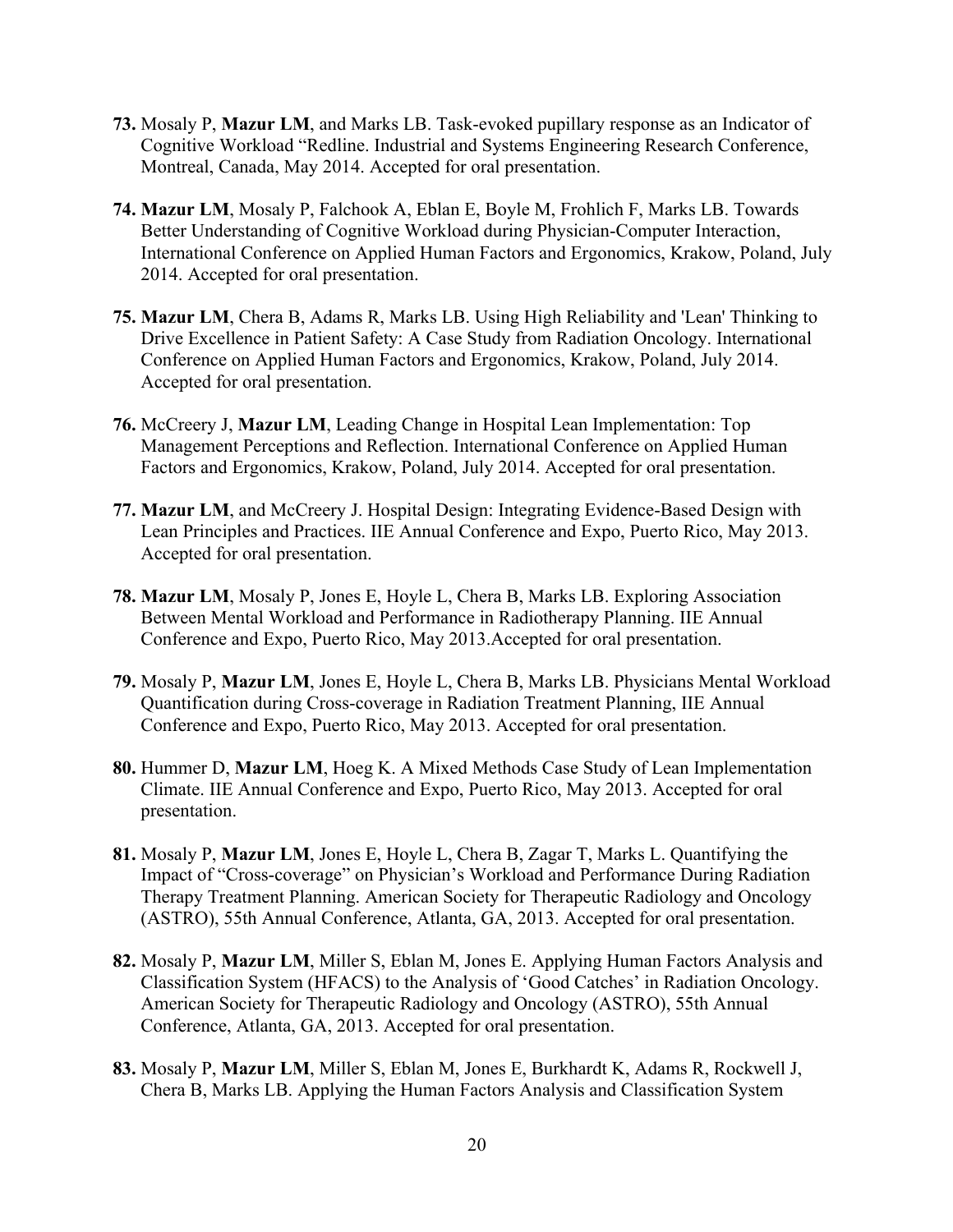**73.** Mosaly P, **Mazur LM**, and Marks LB. Task-evoked pupillary response as an Indicator of Cognitive Workload "Redline. Industrial and Systems Engineering Research Conference, Montreal, Canada, May 2014. Accepted for oral presentation.

**74. Mazur LM**, Mosaly P, Falchook A, Eblan E, Boyle M, Frohlich F, Marks LB. Towards Better Understanding of Cognitive Workload during Physician-Computer Interaction, International Conference on Applied Human Factors and Ergonomics, Krakow, Poland, July 2014. Accepted for oral presentation.

**75. Mazur LM**, Chera B, Adams R, Marks LB. Using High Reliability and 'Lean' Thinking to Drive Excellence in Patient Safety: A Case Study from Radiation Oncology. International Conference on Applied Human Factors and Ergonomics, Krakow, Poland, July 2014. Accepted for oral presentation.

**76.** McCreery J, **Mazur LM**, Leading Change in Hospital Lean Implementation: Top Management Perceptions and Reflection. International Conference on Applied Human Factors and Ergonomics, Krakow, Poland, July 2014. Accepted for oral presentation.

**77. Mazur LM**, and McCreery J. Hospital Design: Integrating Evidence-Based Design with Lean Principles and Practices. IIE Annual Conference and Expo, Puerto Rico, May 2013. Accepted for oral presentation.

**78. Mazur LM**, Mosaly P, Jones E, Hoyle L, Chera B, Marks LB. Exploring Association Between Mental Workload and Performance in Radiotherapy Planning. IIE Annual Conference and Expo, Puerto Rico, May 2013.Accepted for oral presentation.

**79.** Mosaly P, **Mazur LM**, Jones E, Hoyle L, Chera B, Marks LB. Physicians Mental Workload Quantification during Cross-coverage in Radiation Treatment Planning, IIE Annual Conference and Expo, Puerto Rico, May 2013. Accepted for oral presentation.

**80.** Hummer D, **Mazur LM**, Hoeg K. A Mixed Methods Case Study of Lean Implementation Climate. IIE Annual Conference and Expo, Puerto Rico, May 2013. Accepted for oral presentation.

**81.** Mosaly P, **Mazur LM**, Jones E, Hoyle L, Chera B, Zagar T, Marks L. Quantifying the Impact of "Cross-coverage" on Physician's Workload and Performance During Radiation Therapy Treatment Planning. American Society for Therapeutic Radiology and Oncology (ASTRO), 55th Annual Conference, Atlanta, GA, 2013. Accepted for oral presentation.

**82.** Mosaly P, **Mazur LM**, Miller S, Eblan M, Jones E. Applying Human Factors Analysis and Classification System (HFACS) to the Analysis of 'Good Catches' in Radiation Oncology. American Society for Therapeutic Radiology and Oncology (ASTRO), 55th Annual Conference, Atlanta, GA, 2013. Accepted for oral presentation.

**83.** Mosaly P, **Mazur LM**, Miller S, Eblan M, Jones E, Burkhardt K, Adams R, Rockwell J, Chera B, Marks LB. Applying the Human Factors Analysis and Classification System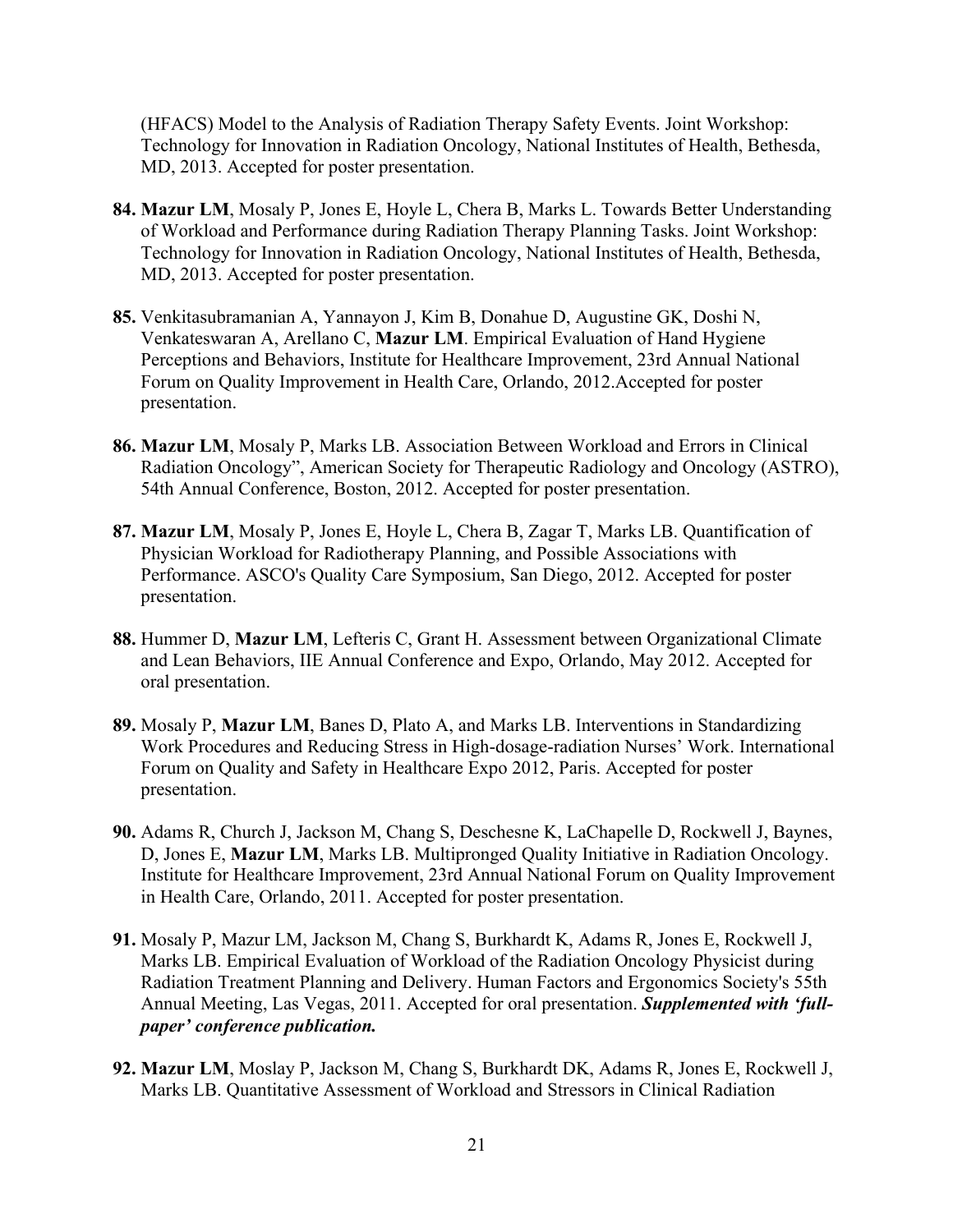(HFACS) Model to the Analysis of Radiation Therapy Safety Events. Joint Workshop: Technology for Innovation in Radiation Oncology, National Institutes of Health, Bethesda, MD, 2013. Accepted for poster presentation.

**84.** **Mazur LM**, Mosaly P, Jones E, Hoyle L, Chera B, Marks L. Towards Better Understanding of Workload and Performance during Radiation Therapy Planning Tasks. Joint Workshop: Technology for Innovation in Radiation Oncology, National Institutes of Health, Bethesda, MD, 2013. Accepted for poster presentation.

**85.** Venkitasubramanian A, Yannayon J, Kim B, Donahue D, Augustine GK, Doshi N, Venkateswaran A, Arellano C, **Mazur LM**. Empirical Evaluation of Hand Hygiene Perceptions and Behaviors, Institute for Healthcare Improvement, 23rd Annual National Forum on Quality Improvement in Health Care, Orlando, 2012.Accepted for poster presentation.

**86.** **Mazur LM**, Mosaly P, Marks LB. Association Between Workload and Errors in Clinical Radiation Oncology", American Society for Therapeutic Radiology and Oncology (ASTRO), 54th Annual Conference, Boston, 2012. Accepted for poster presentation.

**87.** **Mazur LM**, Mosaly P, Jones E, Hoyle L, Chera B, Zagar T, Marks LB. Quantification of Physician Workload for Radiotherapy Planning, and Possible Associations with Performance. ASCO's Quality Care Symposium, San Diego, 2012. Accepted for poster presentation.

**88.** Hummer D, **Mazur LM**, Lefteris C, Grant H. Assessment between Organizational Climate and Lean Behaviors, IIE Annual Conference and Expo, Orlando, May 2012. Accepted for oral presentation.

**89.** Mosaly P, **Mazur LM**, Banes D, Plato A, and Marks LB. Interventions in Standardizing Work Procedures and Reducing Stress in High-dosage-radiation Nurses' Work. International Forum on Quality and Safety in Healthcare Expo 2012, Paris. Accepted for poster presentation.

**90.** Adams R, Church J, Jackson M, Chang S, Deschesne K, LaChapelle D, Rockwell J, Baynes, D, Jones E, **Mazur LM**, Marks LB. Multipronged Quality Initiative in Radiation Oncology. Institute for Healthcare Improvement, 23rd Annual National Forum on Quality Improvement in Health Care, Orlando, 2011. Accepted for poster presentation.

**91.** Mosaly P, Mazur LM, Jackson M, Chang S, Burkhardt K, Adams R, Jones E, Rockwell J, Marks LB. Empirical Evaluation of Workload of the Radiation Oncology Physicist during Radiation Treatment Planning and Delivery. Human Factors and Ergonomics Society's 55th Annual Meeting, Las Vegas, 2011. Accepted for oral presentation. ***Supplemented with 'full-paper' conference publication.***

**92.** **Mazur LM**, Moslay P, Jackson M, Chang S, Burkhardt DK, Adams R, Jones E, Rockwell J, Marks LB. Quantitative Assessment of Workload and Stressors in Clinical Radiation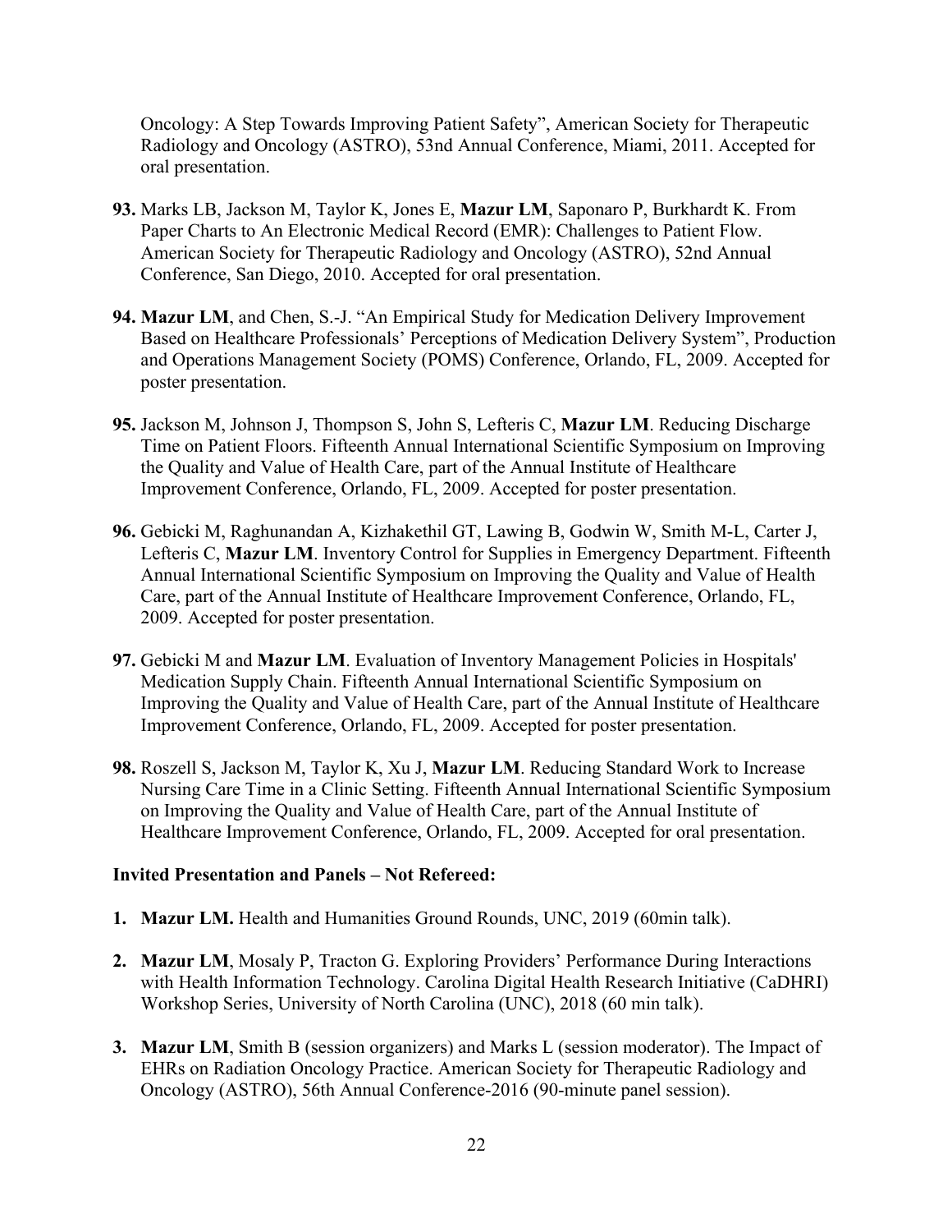Oncology: A Step Towards Improving Patient Safety", American Society for Therapeutic Radiology and Oncology (ASTRO), 53nd Annual Conference, Miami, 2011. Accepted for oral presentation.

**93.** Marks LB, Jackson M, Taylor K, Jones E, **Mazur LM**, Saponaro P, Burkhardt K. From Paper Charts to An Electronic Medical Record (EMR): Challenges to Patient Flow. American Society for Therapeutic Radiology and Oncology (ASTRO), 52nd Annual Conference, San Diego, 2010. Accepted for oral presentation.

**94.** **Mazur LM**, and Chen, S.-J. "An Empirical Study for Medication Delivery Improvement Based on Healthcare Professionals' Perceptions of Medication Delivery System", Production and Operations Management Society (POMS) Conference, Orlando, FL, 2009. Accepted for poster presentation.

**95.** Jackson M, Johnson J, Thompson S, John S, Lefteris C, **Mazur LM**. Reducing Discharge Time on Patient Floors. Fifteenth Annual International Scientific Symposium on Improving the Quality and Value of Health Care, part of the Annual Institute of Healthcare Improvement Conference, Orlando, FL, 2009. Accepted for poster presentation.

**96.** Gebicki M, Raghunandan A, Kizhakethil GT, Lawing B, Godwin W, Smith M-L, Carter J, Lefteris C, **Mazur LM**. Inventory Control for Supplies in Emergency Department. Fifteenth Annual International Scientific Symposium on Improving the Quality and Value of Health Care, part of the Annual Institute of Healthcare Improvement Conference, Orlando, FL, 2009. Accepted for poster presentation.

**97.** Gebicki M and **Mazur LM**. Evaluation of Inventory Management Policies in Hospitals' Medication Supply Chain. Fifteenth Annual International Scientific Symposium on Improving the Quality and Value of Health Care, part of the Annual Institute of Healthcare Improvement Conference, Orlando, FL, 2009. Accepted for poster presentation.

**98.** Roszell S, Jackson M, Taylor K, Xu J, **Mazur LM**. Reducing Standard Work to Increase Nursing Care Time in a Clinic Setting. Fifteenth Annual International Scientific Symposium on Improving the Quality and Value of Health Care, part of the Annual Institute of Healthcare Improvement Conference, Orlando, FL, 2009. Accepted for oral presentation.

**Invited Presentation and Panels – Not Refereed:**

1. **Mazur LM.** Health and Humanities Ground Rounds, UNC, 2019 (60min talk).

2. **Mazur LM**, Mosaly P, Tracton G. Exploring Providers' Performance During Interactions with Health Information Technology. Carolina Digital Health Research Initiative (CaDHRI) Workshop Series, University of North Carolina (UNC), 2018 (60 min talk).

3. **Mazur LM**, Smith B (session organizers) and Marks L (session moderator). The Impact of EHRs on Radiation Oncology Practice. American Society for Therapeutic Radiology and Oncology (ASTRO), 56th Annual Conference-2016 (90-minute panel session).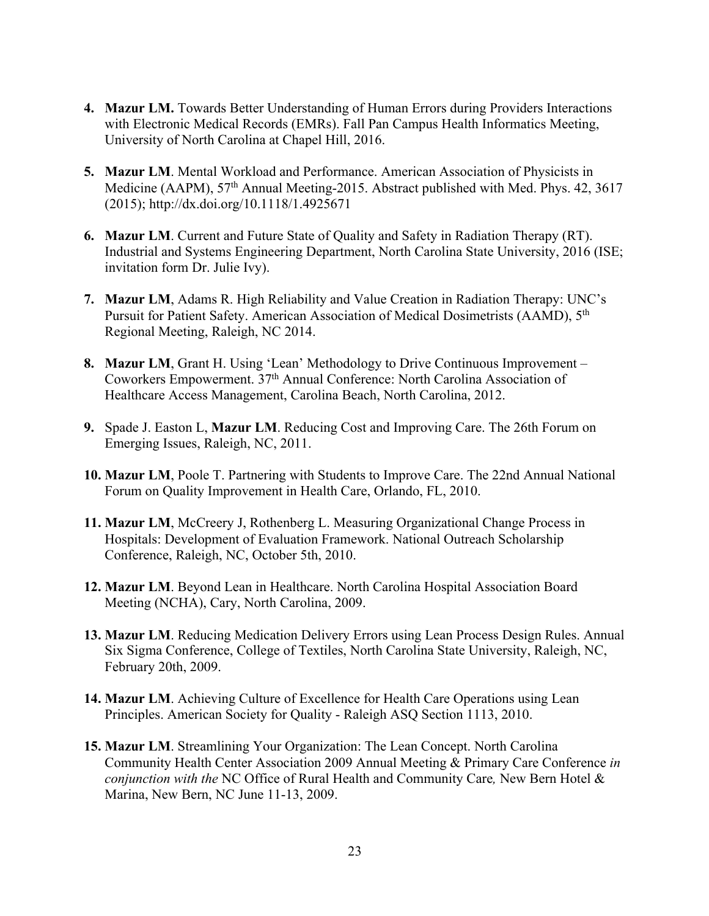4. **Mazur LM.** Towards Better Understanding of Human Errors during Providers Interactions with Electronic Medical Records (EMRs). Fall Pan Campus Health Informatics Meeting, University of North Carolina at Chapel Hill, 2016.

5. **Mazur LM**. Mental Workload and Performance. American Association of Physicists in Medicine (AAPM), 57th Annual Meeting-2015. Abstract published with Med. Phys. 42, 3617 (2015); http://dx.doi.org/10.1118/1.4925671

6. **Mazur LM**. Current and Future State of Quality and Safety in Radiation Therapy (RT). Industrial and Systems Engineering Department, North Carolina State University, 2016 (ISE; invitation form Dr. Julie Ivy).

7. **Mazur LM**, Adams R. High Reliability and Value Creation in Radiation Therapy: UNC's Pursuit for Patient Safety. American Association of Medical Dosimetrists (AAMD), 5th Regional Meeting, Raleigh, NC 2014.

8. **Mazur LM**, Grant H. Using 'Lean' Methodology to Drive Continuous Improvement – Coworkers Empowerment. 37th Annual Conference: North Carolina Association of Healthcare Access Management, Carolina Beach, North Carolina, 2012.

9. Spade J. Easton L, **Mazur LM**. Reducing Cost and Improving Care. The 26th Forum on Emerging Issues, Raleigh, NC, 2011.

10. **Mazur LM**, Poole T. Partnering with Students to Improve Care. The 22nd Annual National Forum on Quality Improvement in Health Care, Orlando, FL, 2010.

11. **Mazur LM**, McCreery J, Rothenberg L. Measuring Organizational Change Process in Hospitals: Development of Evaluation Framework. National Outreach Scholarship Conference, Raleigh, NC, October 5th, 2010.

12. **Mazur LM**. Beyond Lean in Healthcare. North Carolina Hospital Association Board Meeting (NCHA), Cary, North Carolina, 2009.

13. **Mazur LM**. Reducing Medication Delivery Errors using Lean Process Design Rules. Annual Six Sigma Conference, College of Textiles, North Carolina State University, Raleigh, NC, February 20th, 2009.

14. **Mazur LM**. Achieving Culture of Excellence for Health Care Operations using Lean Principles. American Society for Quality - Raleigh ASQ Section 1113, 2010.

15. **Mazur LM**. Streamlining Your Organization: The Lean Concept. North Carolina Community Health Center Association 2009 Annual Meeting & Primary Care Conference *in conjunction with the* NC Office of Rural Health and Community Care*,* New Bern Hotel & Marina, New Bern, NC June 11-13, 2009.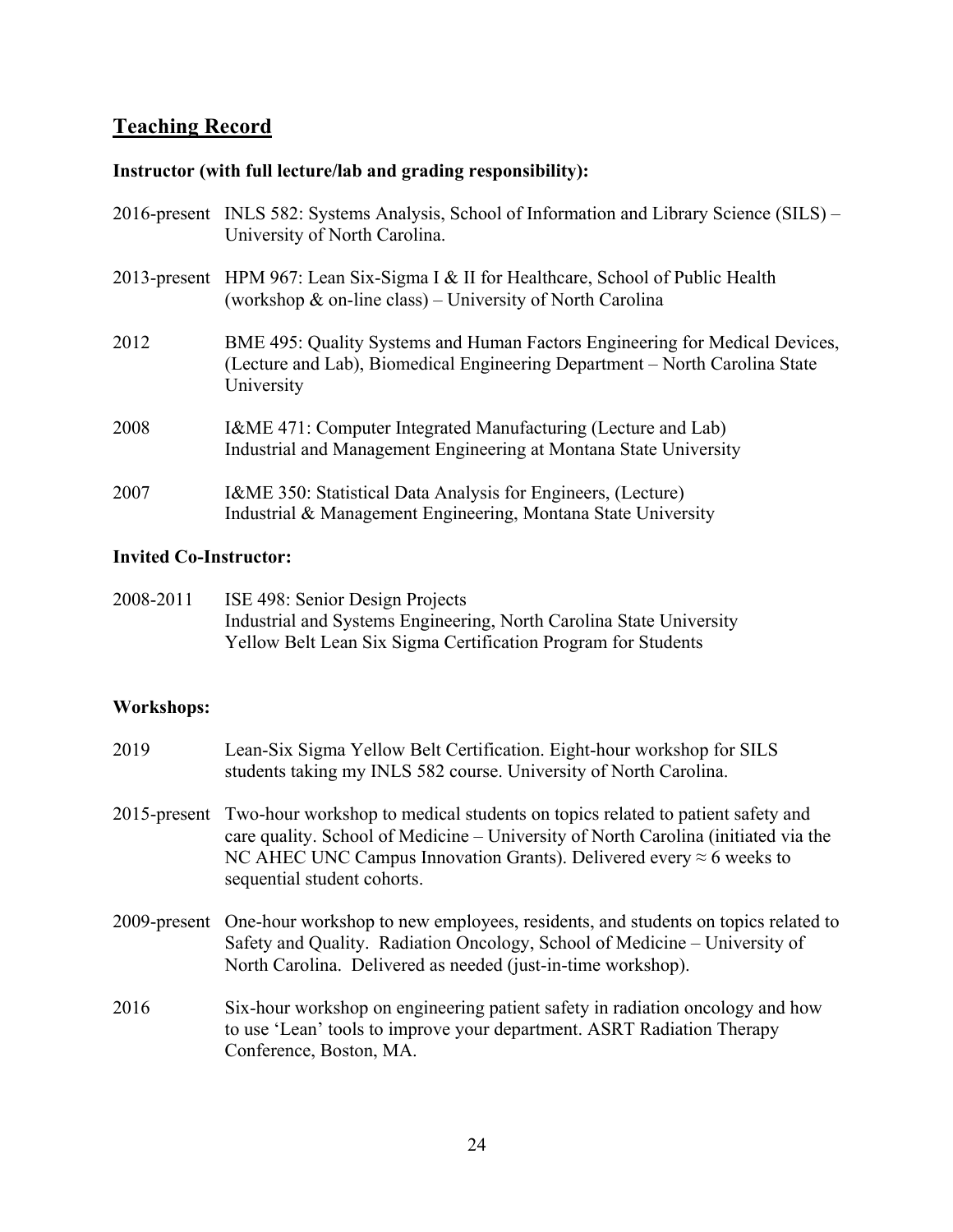## Teaching Record

### Instructor (with full lecture/lab and grading responsibility):

2016-present INLS 582: Systems Analysis, School of Information and Library Science (SILS) – University of North Carolina.

2013-present HPM 967: Lean Six-Sigma I & II for Healthcare, School of Public Health (workshop & on-line class) – University of North Carolina

2012 BME 495: Quality Systems and Human Factors Engineering for Medical Devices, (Lecture and Lab), Biomedical Engineering Department – North Carolina State University

2008 I&ME 471: Computer Integrated Manufacturing (Lecture and Lab) Industrial and Management Engineering at Montana State University

2007 I&ME 350: Statistical Data Analysis for Engineers, (Lecture) Industrial & Management Engineering, Montana State University

### Invited Co-Instructor:

2008-2011 ISE 498: Senior Design Projects
Industrial and Systems Engineering, North Carolina State University
Yellow Belt Lean Six Sigma Certification Program for Students

### Workshops:

2019 Lean-Six Sigma Yellow Belt Certification. Eight-hour workshop for SILS students taking my INLS 582 course. University of North Carolina.

2015-present Two-hour workshop to medical students on topics related to patient safety and care quality. School of Medicine – University of North Carolina (initiated via the NC AHEC UNC Campus Innovation Grants). Delivered every ≈ 6 weeks to sequential student cohorts.

2009-present One-hour workshop to new employees, residents, and students on topics related to Safety and Quality. Radiation Oncology, School of Medicine – University of North Carolina. Delivered as needed (just-in-time workshop).

2016 Six-hour workshop on engineering patient safety in radiation oncology and how to use 'Lean' tools to improve your department. ASRT Radiation Therapy Conference, Boston, MA.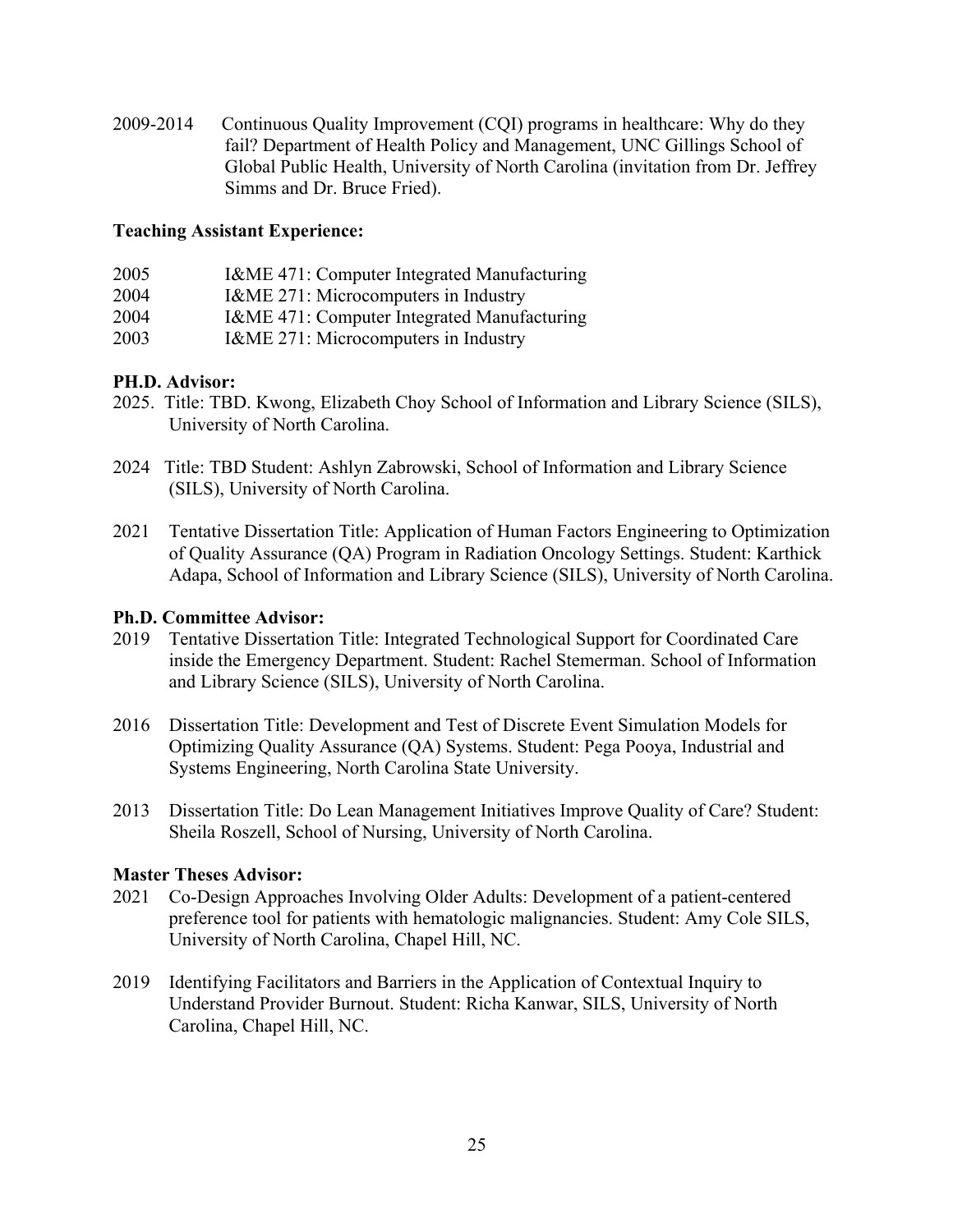2009-2014 Continuous Quality Improvement (CQI) programs in healthcare: Why do they fail? Department of Health Policy and Management, UNC Gillings School of Global Public Health, University of North Carolina (invitation from Dr. Jeffrey Simms and Dr. Bruce Fried).

**Teaching Assistant Experience:**

2005 I&ME 471: Computer Integrated Manufacturing
2004 I&ME 271: Microcomputers in Industry
2004 I&ME 471: Computer Integrated Manufacturing
2003 I&ME 271: Microcomputers in Industry

**PH.D. Advisor:**

2025. Title: TBD. Kwong, Elizabeth Choy School of Information and Library Science (SILS), University of North Carolina.

2024 Title: TBD Student: Ashlyn Zabrowski, School of Information and Library Science (SILS), University of North Carolina.

2021 Tentative Dissertation Title: Application of Human Factors Engineering to Optimization of Quality Assurance (QA) Program in Radiation Oncology Settings. Student: Karthick Adapa, School of Information and Library Science (SILS), University of North Carolina.

**Ph.D. Committee Advisor:**

2019 Tentative Dissertation Title: Integrated Technological Support for Coordinated Care inside the Emergency Department. Student: Rachel Stemerman. School of Information and Library Science (SILS), University of North Carolina.

2016 Dissertation Title: Development and Test of Discrete Event Simulation Models for Optimizing Quality Assurance (QA) Systems. Student: Pega Pooya, Industrial and Systems Engineering, North Carolina State University.

2013 Dissertation Title: Do Lean Management Initiatives Improve Quality of Care? Student: Sheila Roszell, School of Nursing, University of North Carolina.

**Master Theses Advisor:**

2021 Co-Design Approaches Involving Older Adults: Development of a patient-centered preference tool for patients with hematologic malignancies. Student: Amy Cole SILS, University of North Carolina, Chapel Hill, NC.

2019 Identifying Facilitators and Barriers in the Application of Contextual Inquiry to Understand Provider Burnout. Student: Richa Kanwar, SILS, University of North Carolina, Chapel Hill, NC.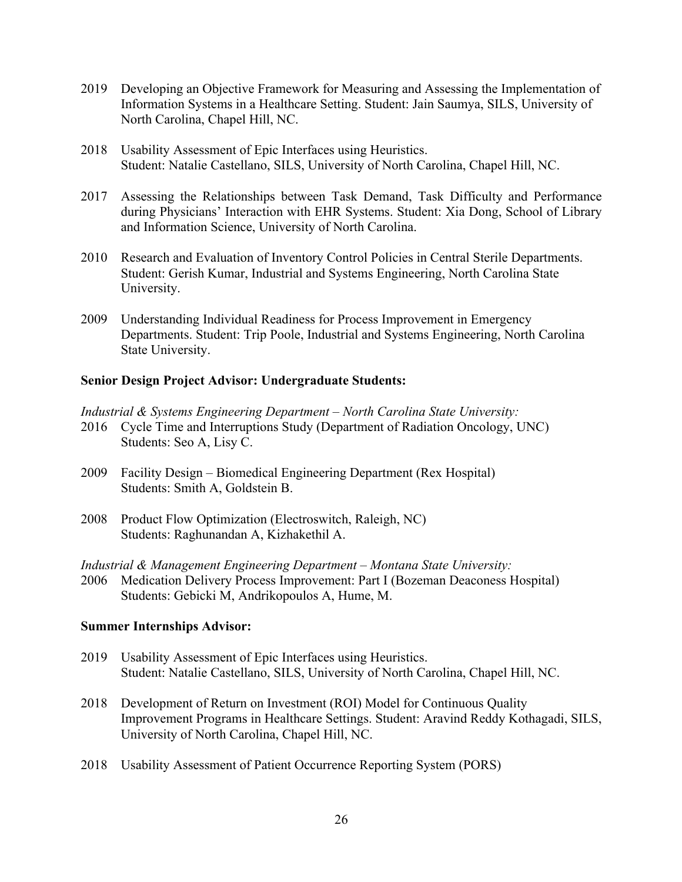2019 Developing an Objective Framework for Measuring and Assessing the Implementation of Information Systems in a Healthcare Setting. Student: Jain Saumya, SILS, University of North Carolina, Chapel Hill, NC.

2018 Usability Assessment of Epic Interfaces using Heuristics. Student: Natalie Castellano, SILS, University of North Carolina, Chapel Hill, NC.

2017 Assessing the Relationships between Task Demand, Task Difficulty and Performance during Physicians' Interaction with EHR Systems. Student: Xia Dong, School of Library and Information Science, University of North Carolina.

2010 Research and Evaluation of Inventory Control Policies in Central Sterile Departments. Student: Gerish Kumar, Industrial and Systems Engineering, North Carolina State University.

2009 Understanding Individual Readiness for Process Improvement in Emergency Departments. Student: Trip Poole, Industrial and Systems Engineering, North Carolina State University.

**Senior Design Project Advisor: Undergraduate Students:**

*Industrial & Systems Engineering Department – North Carolina State University:*

2016 Cycle Time and Interruptions Study (Department of Radiation Oncology, UNC) Students: Seo A, Lisy C.

2009 Facility Design – Biomedical Engineering Department (Rex Hospital) Students: Smith A, Goldstein B.

2008 Product Flow Optimization (Electroswitch, Raleigh, NC) Students: Raghunandan A, Kizhakethil A.

*Industrial & Management Engineering Department – Montana State University:*

2006 Medication Delivery Process Improvement: Part I (Bozeman Deaconess Hospital) Students: Gebicki M, Andrikopoulos A, Hume, M.

**Summer Internships Advisor:**

2019 Usability Assessment of Epic Interfaces using Heuristics. Student: Natalie Castellano, SILS, University of North Carolina, Chapel Hill, NC.

2018 Development of Return on Investment (ROI) Model for Continuous Quality Improvement Programs in Healthcare Settings. Student: Aravind Reddy Kothagadi, SILS, University of North Carolina, Chapel Hill, NC.

2018 Usability Assessment of Patient Occurrence Reporting System (PORS)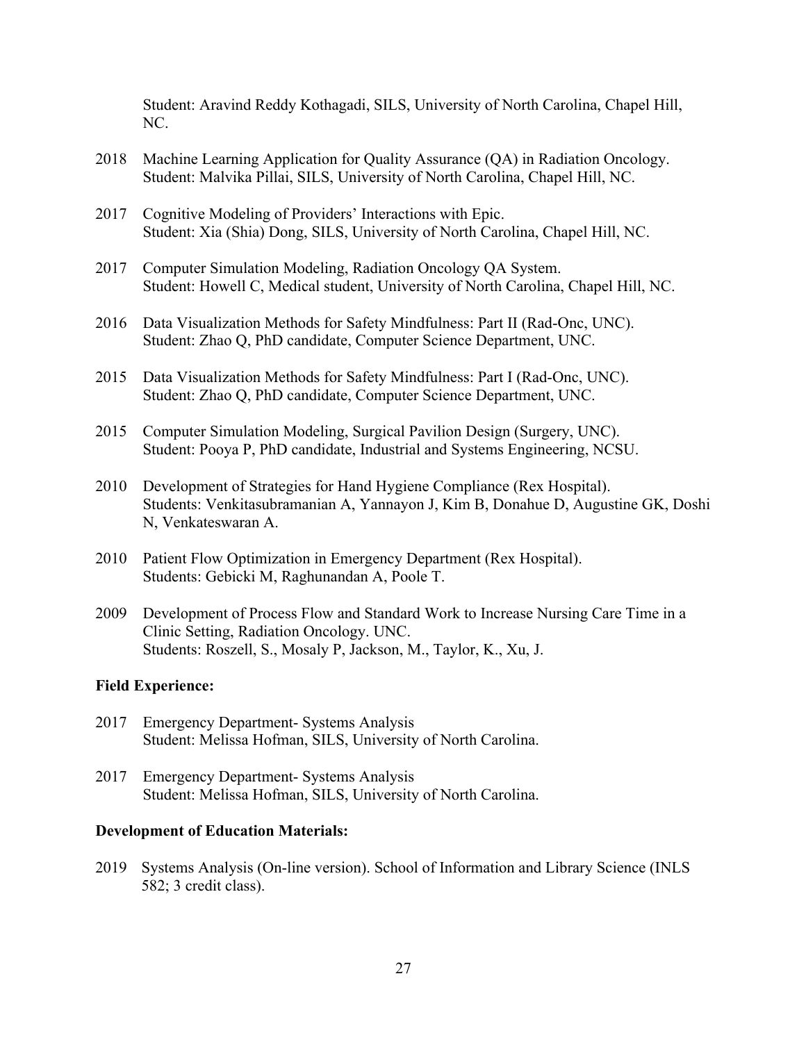Student: Aravind Reddy Kothagadi, SILS, University of North Carolina, Chapel Hill, NC.

2018 Machine Learning Application for Quality Assurance (QA) in Radiation Oncology.
Student: Malvika Pillai, SILS, University of North Carolina, Chapel Hill, NC.

2017 Cognitive Modeling of Providers' Interactions with Epic.
Student: Xia (Shia) Dong, SILS, University of North Carolina, Chapel Hill, NC.

2017 Computer Simulation Modeling, Radiation Oncology QA System.
Student: Howell C, Medical student, University of North Carolina, Chapel Hill, NC.

2016 Data Visualization Methods for Safety Mindfulness: Part II (Rad-Onc, UNC).
Student: Zhao Q, PhD candidate, Computer Science Department, UNC.

2015 Data Visualization Methods for Safety Mindfulness: Part I (Rad-Onc, UNC).
Student: Zhao Q, PhD candidate, Computer Science Department, UNC.

2015 Computer Simulation Modeling, Surgical Pavilion Design (Surgery, UNC).
Student: Pooya P, PhD candidate, Industrial and Systems Engineering, NCSU.

2010 Development of Strategies for Hand Hygiene Compliance (Rex Hospital).
Students: Venkitasubramanian A, Yannayon J, Kim B, Donahue D, Augustine GK, Doshi N, Venkateswaran A.

2010 Patient Flow Optimization in Emergency Department (Rex Hospital).
Students: Gebicki M, Raghunandan A, Poole T.

2009 Development of Process Flow and Standard Work to Increase Nursing Care Time in a Clinic Setting, Radiation Oncology. UNC.
Students: Roszell, S., Mosaly P, Jackson, M., Taylor, K., Xu, J.

**Field Experience:**

2017 Emergency Department- Systems Analysis
Student: Melissa Hofman, SILS, University of North Carolina.

2017 Emergency Department- Systems Analysis
Student: Melissa Hofman, SILS, University of North Carolina.

**Development of Education Materials:**

2019 Systems Analysis (On-line version). School of Information and Library Science (INLS 582; 3 credit class).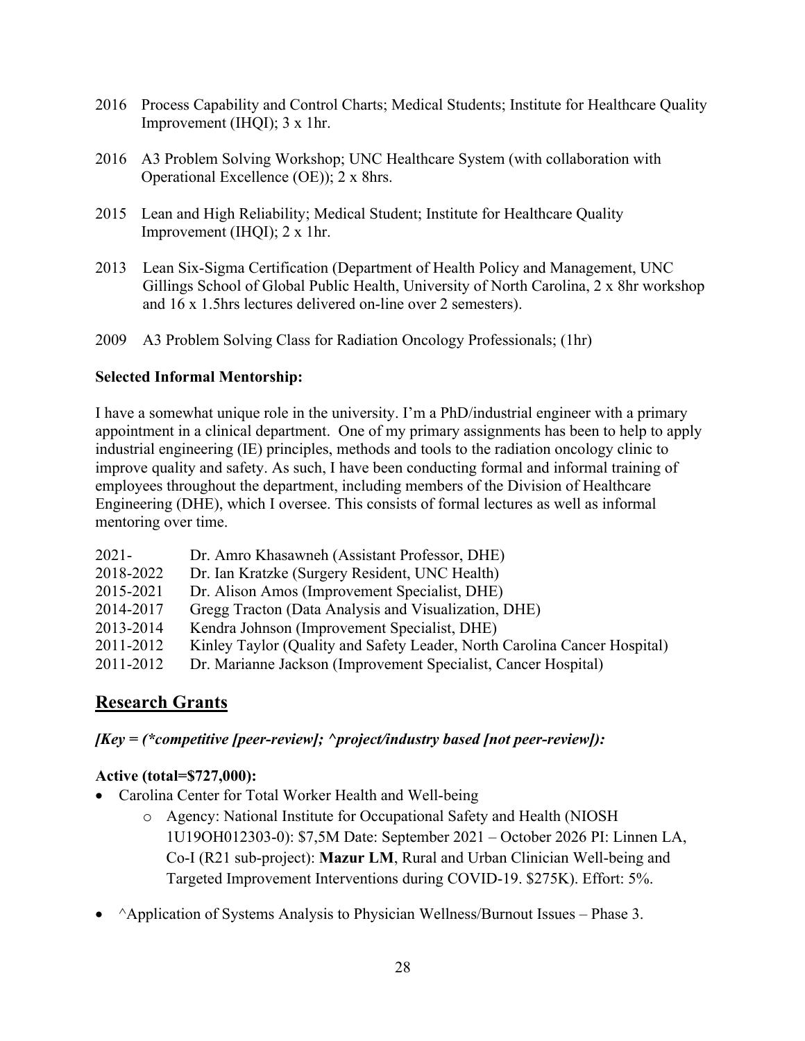2016 Process Capability and Control Charts; Medical Students; Institute for Healthcare Quality Improvement (IHQI); 3 x 1hr.

2016 A3 Problem Solving Workshop; UNC Healthcare System (with collaboration with Operational Excellence (OE)); 2 x 8hrs.

2015 Lean and High Reliability; Medical Student; Institute for Healthcare Quality Improvement (IHQI); 2 x 1hr.

2013 Lean Six-Sigma Certification (Department of Health Policy and Management, UNC Gillings School of Global Public Health, University of North Carolina, 2 x 8hr workshop and 16 x 1.5hrs lectures delivered on-line over 2 semesters).

2009 A3 Problem Solving Class for Radiation Oncology Professionals; (1hr)

**Selected Informal Mentorship:**

I have a somewhat unique role in the university. I'm a PhD/industrial engineer with a primary appointment in a clinical department. One of my primary assignments has been to help to apply industrial engineering (IE) principles, methods and tools to the radiation oncology clinic to improve quality and safety. As such, I have been conducting formal and informal training of employees throughout the department, including members of the Division of Healthcare Engineering (DHE), which I oversee. This consists of formal lectures as well as informal mentoring over time.

2021- Dr. Amro Khasawneh (Assistant Professor, DHE)
2018-2022 Dr. Ian Kratzke (Surgery Resident, UNC Health)
2015-2021 Dr. Alison Amos (Improvement Specialist, DHE)
2014-2017 Gregg Tracton (Data Analysis and Visualization, DHE)
2013-2014 Kendra Johnson (Improvement Specialist, DHE)
2011-2012 Kinley Taylor (Quality and Safety Leader, North Carolina Cancer Hospital)
2011-2012 Dr. Marianne Jackson (Improvement Specialist, Cancer Hospital)

## Research Grants

***[Key = (*competitive [peer-review]; ^project/industry based [not peer-review]):***

**Active (total=$727,000):**

- Carolina Center for Total Worker Health and Well-being
    - Agency: National Institute for Occupational Safety and Health (NIOSH 1U19OH012303-0): $7,5M Date: September 2021 – October 2026 PI: Linnen LA, Co-I (R21 sub-project): **Mazur LM**, Rural and Urban Clinician Well-being and Targeted Improvement Interventions during COVID-19. $275K). Effort: 5%.
- ^Application of Systems Analysis to Physician Wellness/Burnout Issues – Phase 3.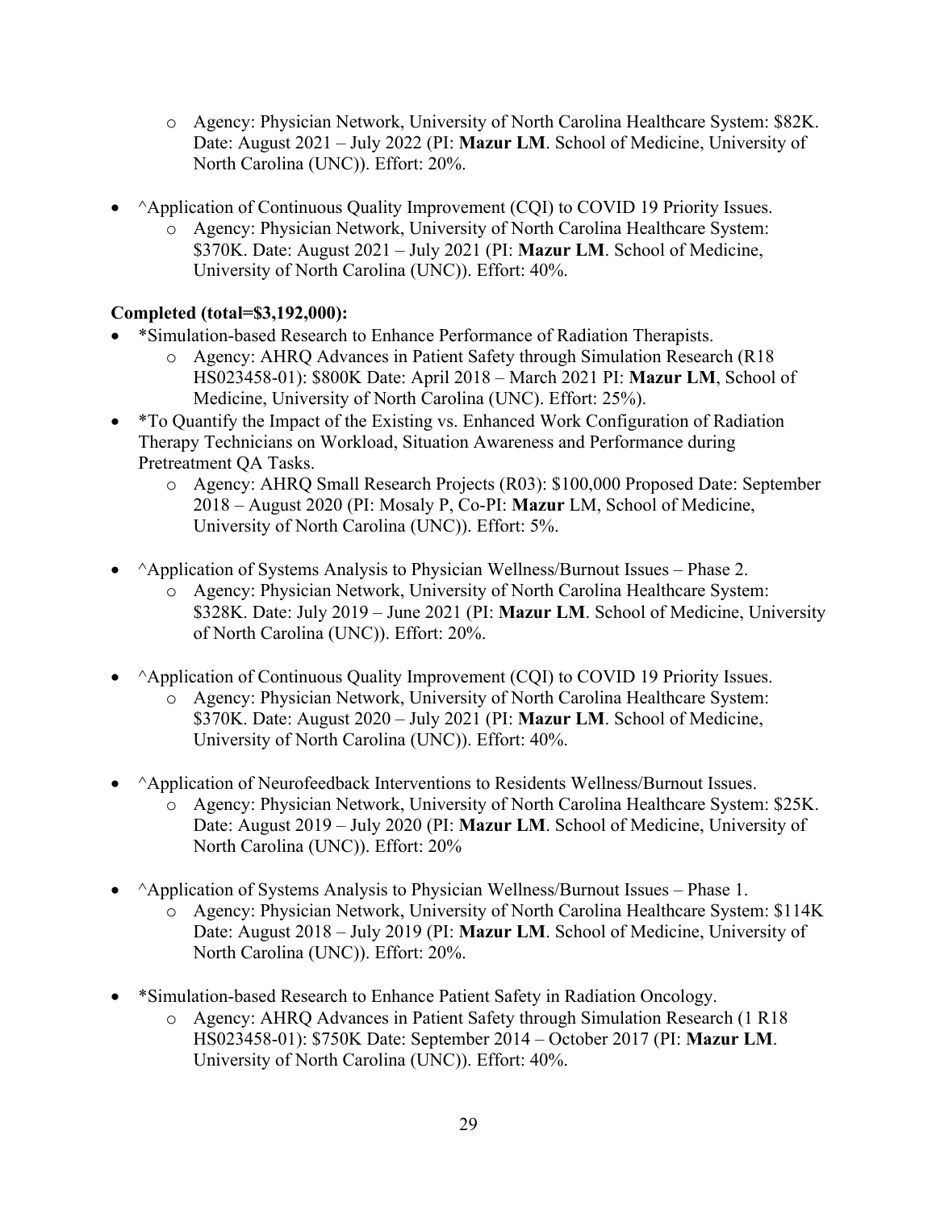- Agency: Physician Network, University of North Carolina Healthcare System: $82K. Date: August 2021 – July 2022 (PI: **Mazur LM**. School of Medicine, University of North Carolina (UNC)). Effort: 20%.

- ^Application of Continuous Quality Improvement (CQI) to COVID 19 Priority Issues.
  - Agency: Physician Network, University of North Carolina Healthcare System: $370K. Date: August 2021 – July 2021 (PI: **Mazur LM**. School of Medicine, University of North Carolina (UNC)). Effort: 40%.

**Completed (total=$3,192,000):**

- *Simulation-based Research to Enhance Performance of Radiation Therapists.
  - Agency: AHRQ Advances in Patient Safety through Simulation Research (R18 HS023458-01): $800K Date: April 2018 – March 2021 PI: **Mazur LM**, School of Medicine, University of North Carolina (UNC). Effort: 25%).
- *To Quantify the Impact of the Existing vs. Enhanced Work Configuration of Radiation Therapy Technicians on Workload, Situation Awareness and Performance during Pretreatment QA Tasks.
  - Agency: AHRQ Small Research Projects (R03): $100,000 Proposed Date: September 2018 – August 2020 (PI: Mosaly P, Co-PI: **Mazur** LM, School of Medicine, University of North Carolina (UNC)). Effort: 5%.

- ^Application of Systems Analysis to Physician Wellness/Burnout Issues – Phase 2.
  - Agency: Physician Network, University of North Carolina Healthcare System: $328K. Date: July 2019 – June 2021 (PI: **Mazur LM**. School of Medicine, University of North Carolina (UNC)). Effort: 20%.

- ^Application of Continuous Quality Improvement (CQI) to COVID 19 Priority Issues.
  - Agency: Physician Network, University of North Carolina Healthcare System: $370K. Date: August 2020 – July 2021 (PI: **Mazur LM**. School of Medicine, University of North Carolina (UNC)). Effort: 40%.

- ^Application of Neurofeedback Interventions to Residents Wellness/Burnout Issues.
  - Agency: Physician Network, University of North Carolina Healthcare System: $25K. Date: August 2019 – July 2020 (PI: **Mazur LM**. School of Medicine, University of North Carolina (UNC)). Effort: 20%

- ^Application of Systems Analysis to Physician Wellness/Burnout Issues – Phase 1.
  - Agency: Physician Network, University of North Carolina Healthcare System: $114K Date: August 2018 – July 2019 (PI: **Mazur LM**. School of Medicine, University of North Carolina (UNC)). Effort: 20%.

- *Simulation-based Research to Enhance Patient Safety in Radiation Oncology.
  - Agency: AHRQ Advances in Patient Safety through Simulation Research (1 R18 HS023458-01): $750K Date: September 2014 – October 2017 (PI: **Mazur LM**. University of North Carolina (UNC)). Effort: 40%.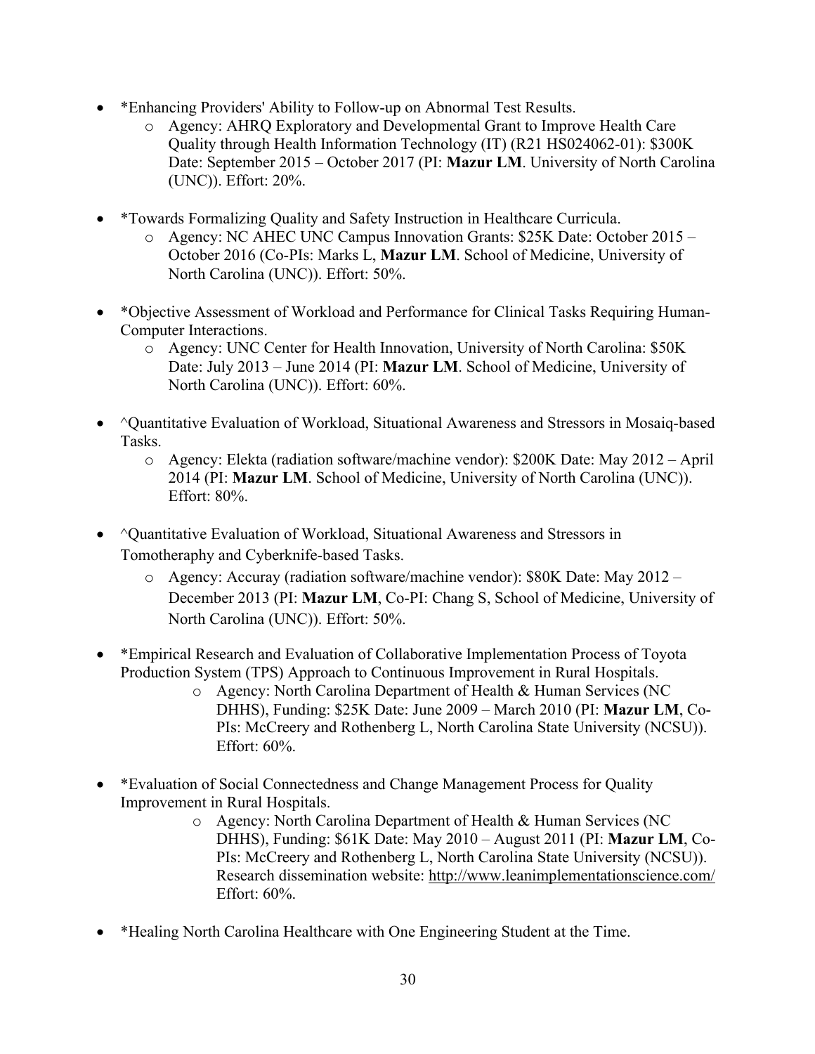- *Enhancing Providers' Ability to Follow-up on Abnormal Test Results.
    - Agency: AHRQ Exploratory and Developmental Grant to Improve Health Care Quality through Health Information Technology (IT) (R21 HS024062-01): $300K Date: September 2015 – October 2017 (PI: **Mazur LM**. University of North Carolina (UNC)). Effort: 20%.

- *Towards Formalizing Quality and Safety Instruction in Healthcare Curricula.
    - Agency: NC AHEC UNC Campus Innovation Grants: $25K Date: October 2015 – October 2016 (Co-PIs: Marks L, **Mazur LM**. School of Medicine, University of North Carolina (UNC)). Effort: 50%.

- *Objective Assessment of Workload and Performance for Clinical Tasks Requiring Human-Computer Interactions.
    - Agency: UNC Center for Health Innovation, University of North Carolina: $50K Date: July 2013 – June 2014 (PI: **Mazur LM**. School of Medicine, University of North Carolina (UNC)). Effort: 60%.

- ^Quantitative Evaluation of Workload, Situational Awareness and Stressors in Mosaiq-based Tasks.
    - Agency: Elekta (radiation software/machine vendor): $200K Date: May 2012 – April 2014 (PI: **Mazur LM**. School of Medicine, University of North Carolina (UNC)). Effort: 80%.

- ^Quantitative Evaluation of Workload, Situational Awareness and Stressors in Tomotheraphy and Cyberknife-based Tasks.
    - Agency: Accuray (radiation software/machine vendor): $80K Date: May 2012 – December 2013 (PI: **Mazur LM**, Co-PI: Chang S, School of Medicine, University of North Carolina (UNC)). Effort: 50%.

- *Empirical Research and Evaluation of Collaborative Implementation Process of Toyota Production System (TPS) Approach to Continuous Improvement in Rural Hospitals.
    - Agency: North Carolina Department of Health & Human Services (NC DHHS), Funding: $25K Date: June 2009 – March 2010 (PI: **Mazur LM**, Co-PIs: McCreery and Rothenberg L, North Carolina State University (NCSU)). Effort: 60%.

- *Evaluation of Social Connectedness and Change Management Process for Quality Improvement in Rural Hospitals.
    - Agency: North Carolina Department of Health & Human Services (NC DHHS), Funding: $61K Date: May 2010 – August 2011 (PI: **Mazur LM**, Co-PIs: McCreery and Rothenberg L, North Carolina State University (NCSU)). Research dissemination website: http://www.leanimplementationscience.com/ Effort: 60%.

- *Healing North Carolina Healthcare with One Engineering Student at the Time.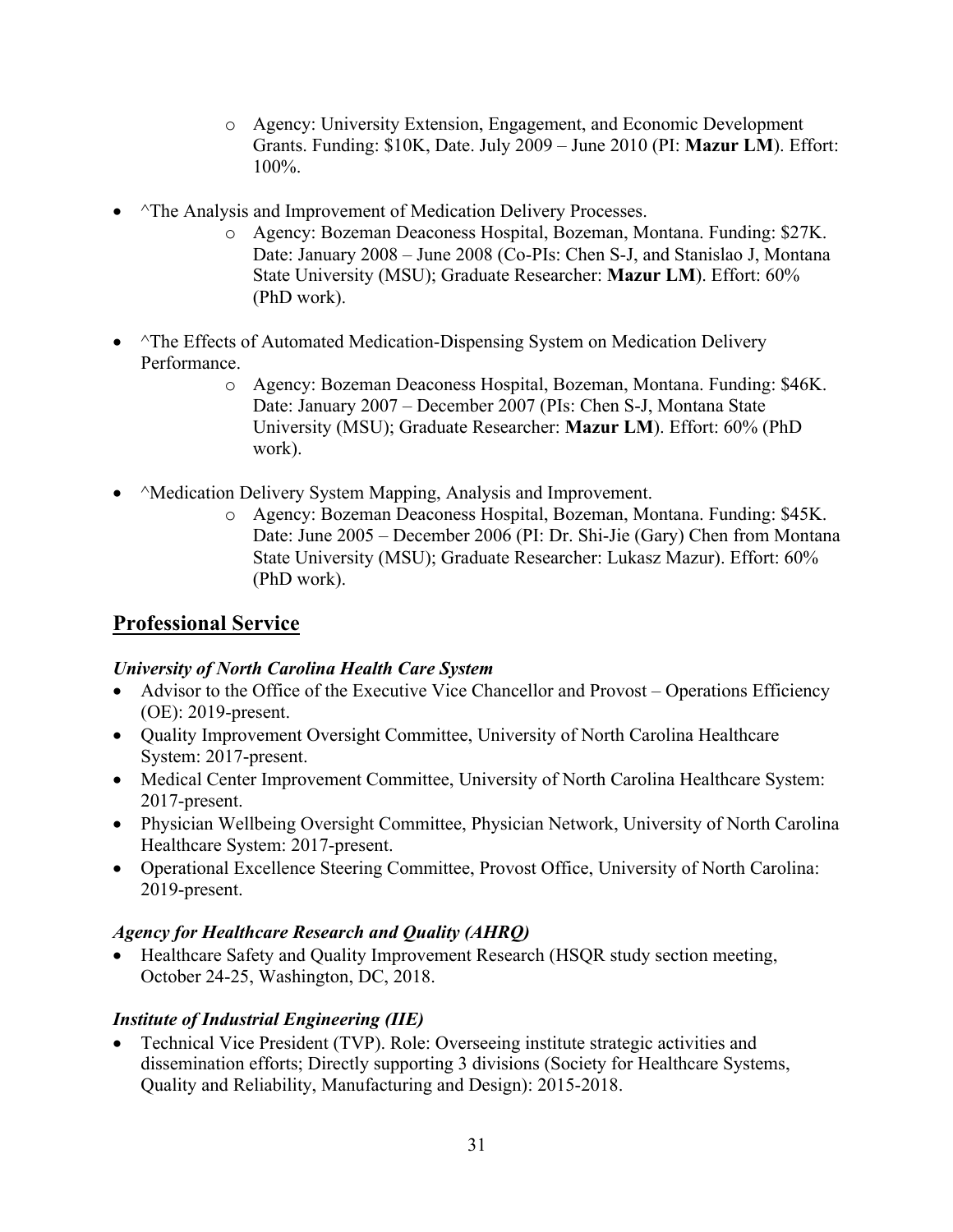- Agency: University Extension, Engagement, and Economic Development Grants. Funding: $10K, Date. July 2009 – June 2010 (PI: **Mazur LM**). Effort: 100%.

- ^The Analysis and Improvement of Medication Delivery Processes.
    - Agency: Bozeman Deaconess Hospital, Bozeman, Montana. Funding: $27K. Date: January 2008 – June 2008 (Co-PIs: Chen S-J, and Stanislao J, Montana State University (MSU); Graduate Researcher: **Mazur LM**). Effort: 60% (PhD work).

- ^The Effects of Automated Medication-Dispensing System on Medication Delivery Performance.
    - Agency: Bozeman Deaconess Hospital, Bozeman, Montana. Funding: $46K. Date: January 2007 – December 2007 (PIs: Chen S-J, Montana State University (MSU); Graduate Researcher: **Mazur LM**). Effort: 60% (PhD work).

- ^Medication Delivery System Mapping, Analysis and Improvement.
    - Agency: Bozeman Deaconess Hospital, Bozeman, Montana. Funding: $45K. Date: June 2005 – December 2006 (PI: Dr. Shi-Jie (Gary) Chen from Montana State University (MSU); Graduate Researcher: Lukasz Mazur). Effort: 60% (PhD work).

## Professional Service

### *University of North Carolina Health Care System*

- Advisor to the Office of the Executive Vice Chancellor and Provost – Operations Efficiency (OE): 2019-present.
- Quality Improvement Oversight Committee, University of North Carolina Healthcare System: 2017-present.
- Medical Center Improvement Committee, University of North Carolina Healthcare System: 2017-present.
- Physician Wellbeing Oversight Committee, Physician Network, University of North Carolina Healthcare System: 2017-present.
- Operational Excellence Steering Committee, Provost Office, University of North Carolina: 2019-present.

### *Agency for Healthcare Research and Quality (AHRQ)*

- Healthcare Safety and Quality Improvement Research (HSQR study section meeting, October 24-25, Washington, DC, 2018.

### *Institute of Industrial Engineering (IIE)*

- Technical Vice President (TVP). Role: Overseeing institute strategic activities and dissemination efforts; Directly supporting 3 divisions (Society for Healthcare Systems, Quality and Reliability, Manufacturing and Design): 2015-2018.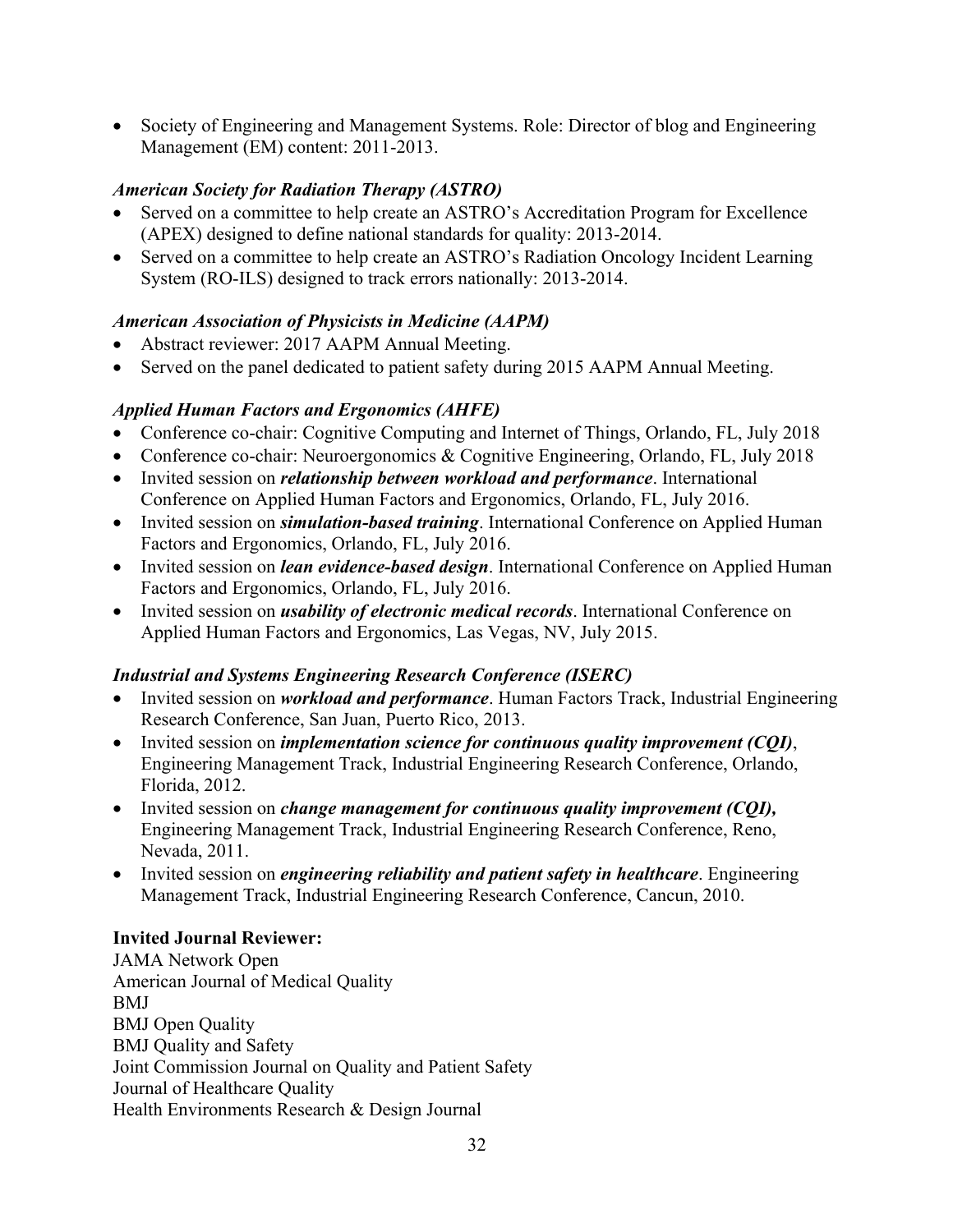- Society of Engineering and Management Systems. Role: Director of blog and Engineering Management (EM) content: 2011-2013.

### *American Society for Radiation Therapy (ASTRO)*

- Served on a committee to help create an ASTRO's Accreditation Program for Excellence (APEX) designed to define national standards for quality: 2013-2014.
- Served on a committee to help create an ASTRO's Radiation Oncology Incident Learning System (RO-ILS) designed to track errors nationally: 2013-2014.

### *American Association of Physicists in Medicine (AAPM)*

- Abstract reviewer: 2017 AAPM Annual Meeting.
- Served on the panel dedicated to patient safety during 2015 AAPM Annual Meeting.

### *Applied Human Factors and Ergonomics (AHFE)*

- Conference co-chair: Cognitive Computing and Internet of Things, Orlando, FL, July 2018
- Conference co-chair: Neuroergonomics & Cognitive Engineering, Orlando, FL, July 2018
- Invited session on ***relationship between workload and performance***. International Conference on Applied Human Factors and Ergonomics, Orlando, FL, July 2016.
- Invited session on ***simulation-based training***. International Conference on Applied Human Factors and Ergonomics, Orlando, FL, July 2016.
- Invited session on ***lean evidence-based design***. International Conference on Applied Human Factors and Ergonomics, Orlando, FL, July 2016.
- Invited session on ***usability of electronic medical records***. International Conference on Applied Human Factors and Ergonomics, Las Vegas, NV, July 2015.

### *Industrial and Systems Engineering Research Conference (ISERC)*

- Invited session on ***workload and performance***. Human Factors Track, Industrial Engineering Research Conference, San Juan, Puerto Rico, 2013.
- Invited session on ***implementation science for continuous quality improvement (CQI)***, Engineering Management Track, Industrial Engineering Research Conference, Orlando, Florida, 2012.
- Invited session on ***change management for continuous quality improvement (CQI),*** Engineering Management Track, Industrial Engineering Research Conference, Reno, Nevada, 2011.
- Invited session on ***engineering reliability and patient safety in healthcare***. Engineering Management Track, Industrial Engineering Research Conference, Cancun, 2010.

**Invited Journal Reviewer:**

JAMA Network Open
American Journal of Medical Quality
BMJ
BMJ Open Quality
BMJ Quality and Safety
Joint Commission Journal on Quality and Patient Safety
Journal of Healthcare Quality
Health Environments Research & Design Journal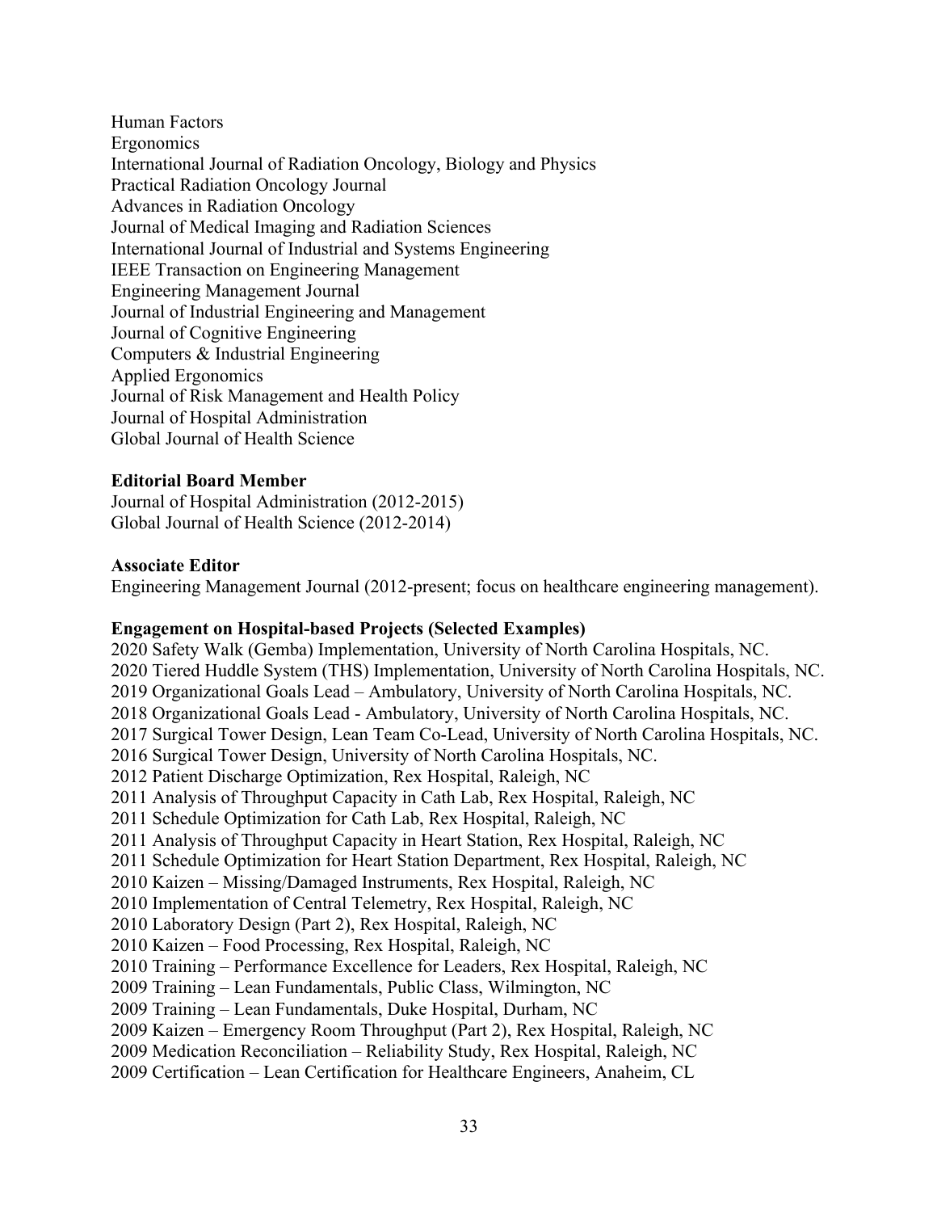Human Factors
Ergonomics
International Journal of Radiation Oncology, Biology and Physics
Practical Radiation Oncology Journal
Advances in Radiation Oncology
Journal of Medical Imaging and Radiation Sciences
International Journal of Industrial and Systems Engineering
IEEE Transaction on Engineering Management
Engineering Management Journal
Journal of Industrial Engineering and Management
Journal of Cognitive Engineering
Computers & Industrial Engineering
Applied Ergonomics
Journal of Risk Management and Health Policy
Journal of Hospital Administration
Global Journal of Health Science

**Editorial Board Member**
Journal of Hospital Administration (2012-2015)
Global Journal of Health Science (2012-2014)

**Associate Editor**
Engineering Management Journal (2012-present; focus on healthcare engineering management).

**Engagement on Hospital-based Projects (Selected Examples)**
2020 Safety Walk (Gemba) Implementation, University of North Carolina Hospitals, NC.
2020 Tiered Huddle System (THS) Implementation, University of North Carolina Hospitals, NC.
2019 Organizational Goals Lead – Ambulatory, University of North Carolina Hospitals, NC.
2018 Organizational Goals Lead - Ambulatory, University of North Carolina Hospitals, NC.
2017 Surgical Tower Design, Lean Team Co-Lead, University of North Carolina Hospitals, NC.
2016 Surgical Tower Design, University of North Carolina Hospitals, NC.
2012 Patient Discharge Optimization, Rex Hospital, Raleigh, NC
2011 Analysis of Throughput Capacity in Cath Lab, Rex Hospital, Raleigh, NC
2011 Schedule Optimization for Cath Lab, Rex Hospital, Raleigh, NC
2011 Analysis of Throughput Capacity in Heart Station, Rex Hospital, Raleigh, NC
2011 Schedule Optimization for Heart Station Department, Rex Hospital, Raleigh, NC
2010 Kaizen – Missing/Damaged Instruments, Rex Hospital, Raleigh, NC
2010 Implementation of Central Telemetry, Rex Hospital, Raleigh, NC
2010 Laboratory Design (Part 2), Rex Hospital, Raleigh, NC
2010 Kaizen – Food Processing, Rex Hospital, Raleigh, NC
2010 Training – Performance Excellence for Leaders, Rex Hospital, Raleigh, NC
2009 Training – Lean Fundamentals, Public Class, Wilmington, NC
2009 Training – Lean Fundamentals, Duke Hospital, Durham, NC
2009 Kaizen – Emergency Room Throughput (Part 2), Rex Hospital, Raleigh, NC
2009 Medication Reconciliation – Reliability Study, Rex Hospital, Raleigh, NC
2009 Certification – Lean Certification for Healthcare Engineers, Anaheim, CL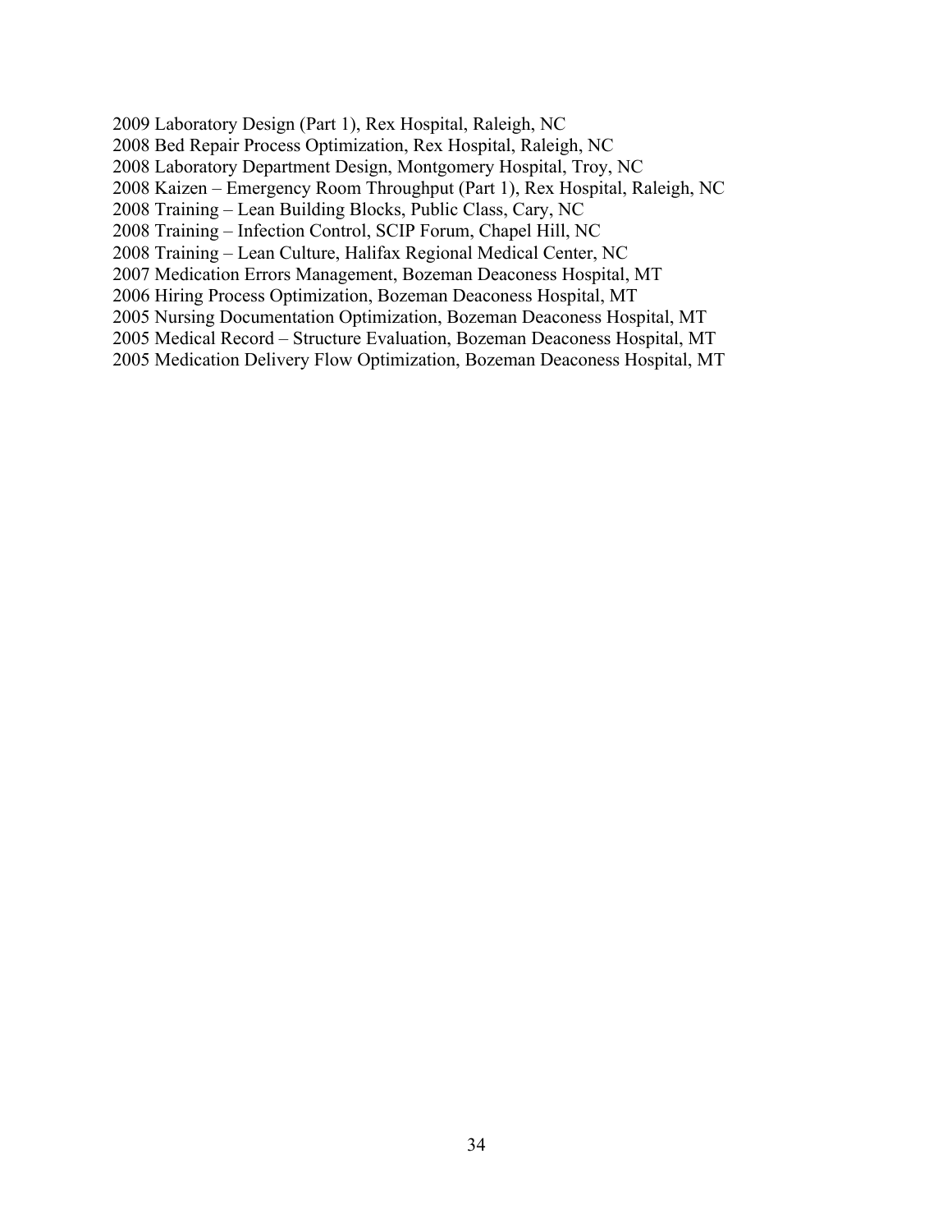2009 Laboratory Design (Part 1), Rex Hospital, Raleigh, NC
2008 Bed Repair Process Optimization, Rex Hospital, Raleigh, NC
2008 Laboratory Department Design, Montgomery Hospital, Troy, NC
2008 Kaizen – Emergency Room Throughput (Part 1), Rex Hospital, Raleigh, NC
2008 Training – Lean Building Blocks, Public Class, Cary, NC
2008 Training – Infection Control, SCIP Forum, Chapel Hill, NC
2008 Training – Lean Culture, Halifax Regional Medical Center, NC
2007 Medication Errors Management, Bozeman Deaconess Hospital, MT
2006 Hiring Process Optimization, Bozeman Deaconess Hospital, MT
2005 Nursing Documentation Optimization, Bozeman Deaconess Hospital, MT
2005 Medical Record – Structure Evaluation, Bozeman Deaconess Hospital, MT
2005 Medication Delivery Flow Optimization, Bozeman Deaconess Hospital, MT